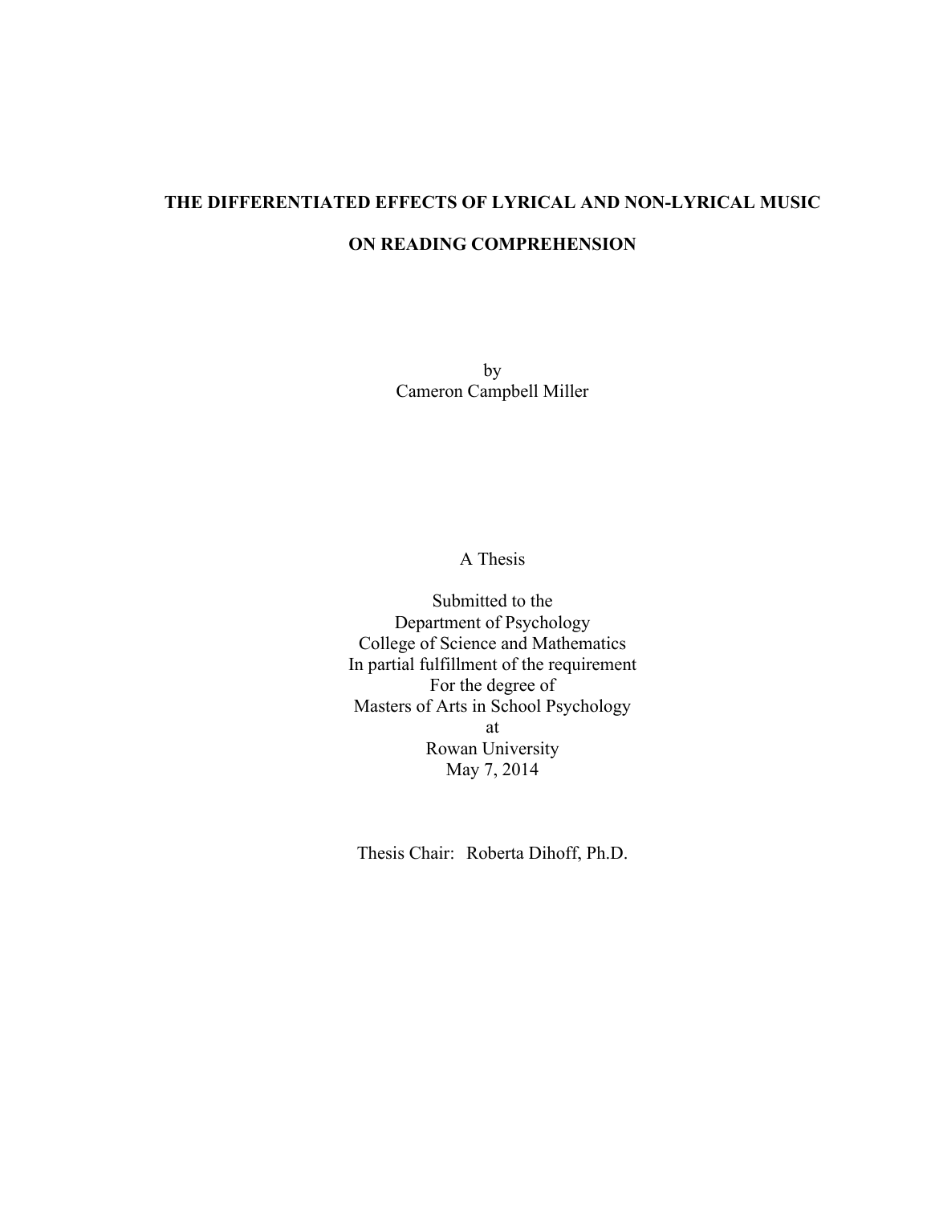# THE DIFFERENTIATED EFFECTS OF LYRICAL AND NON-LYRICAL MUSIC ON READING COMPREHENSION

by
Cameron Campbell Miller

A Thesis

Submitted to the
Department of Psychology
College of Science and Mathematics
In partial fulfillment of the requirement
For the degree of
Masters of Arts in School Psychology
at
Rowan University
May 7, 2014

Thesis Chair: Roberta Dihoff, Ph.D.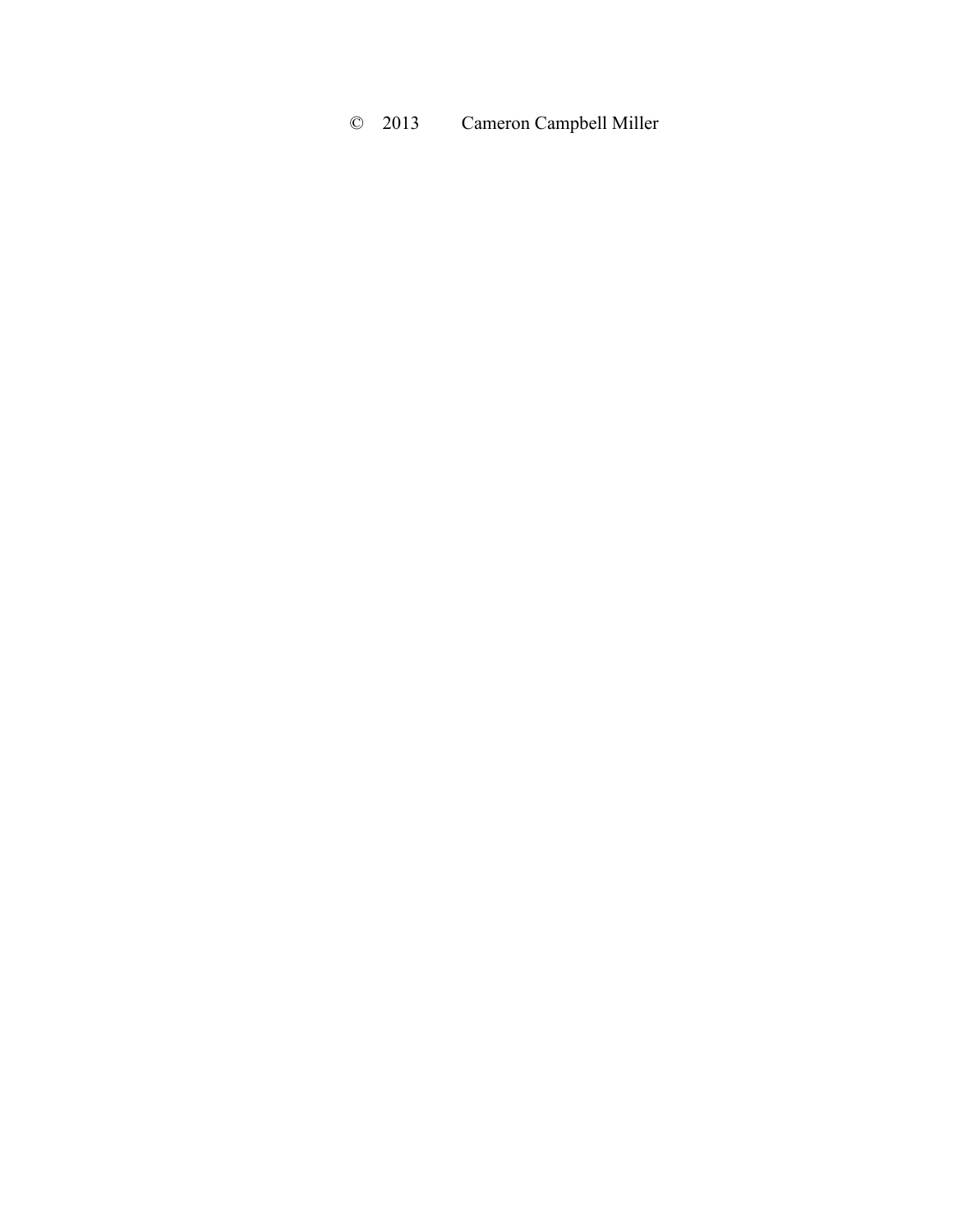© 2013 Cameron Campbell Miller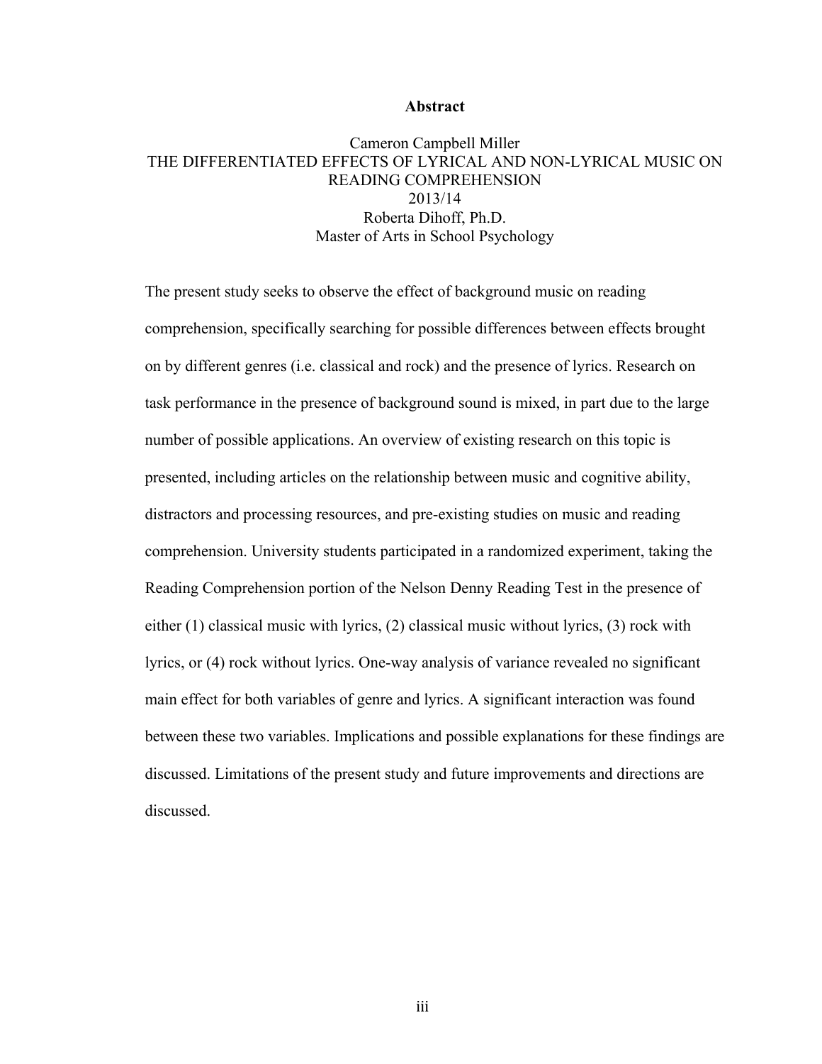# Abstract

Cameron Campbell Miller
THE DIFFERENTIATED EFFECTS OF LYRICAL AND NON-LYRICAL MUSIC ON READING COMPREHENSION
2013/14
Roberta Dihoff, Ph.D.
Master of Arts in School Psychology

The present study seeks to observe the effect of background music on reading comprehension, specifically searching for possible differences between effects brought on by different genres (i.e. classical and rock) and the presence of lyrics. Research on task performance in the presence of background sound is mixed, in part due to the large number of possible applications. An overview of existing research on this topic is presented, including articles on the relationship between music and cognitive ability, distractors and processing resources, and pre-existing studies on music and reading comprehension. University students participated in a randomized experiment, taking the Reading Comprehension portion of the Nelson Denny Reading Test in the presence of either (1) classical music with lyrics, (2) classical music without lyrics, (3) rock with lyrics, or (4) rock without lyrics. One-way analysis of variance revealed no significant main effect for both variables of genre and lyrics. A significant interaction was found between these two variables. Implications and possible explanations for these findings are discussed. Limitations of the present study and future improvements and directions are discussed.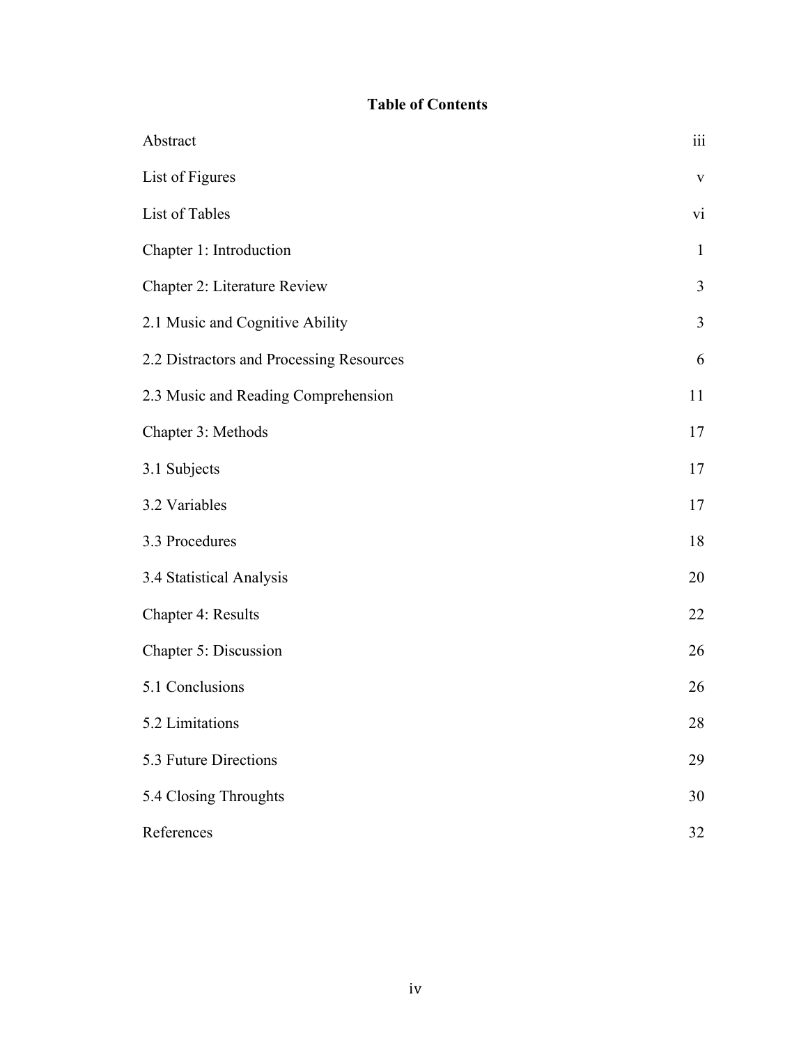## Table of Contents

| | |
|---|---|
| Abstract | iii |
| List of Figures | v |
| List of Tables | vi |
| Chapter 1: Introduction | 1 |
| Chapter 2: Literature Review | 3 |
| 2.1 Music and Cognitive Ability | 3 |
| 2.2 Distractors and Processing Resources | 6 |
| 2.3 Music and Reading Comprehension | 11 |
| Chapter 3: Methods | 17 |
| 3.1 Subjects | 17 |
| 3.2 Variables | 17 |
| 3.3 Procedures | 18 |
| 3.4 Statistical Analysis | 20 |
| Chapter 4: Results | 22 |
| Chapter 5: Discussion | 26 |
| 5.1 Conclusions | 26 |
| 5.2 Limitations | 28 |
| 5.3 Future Directions | 29 |
| 5.4 Closing Throughts | 30 |
| References | 32 |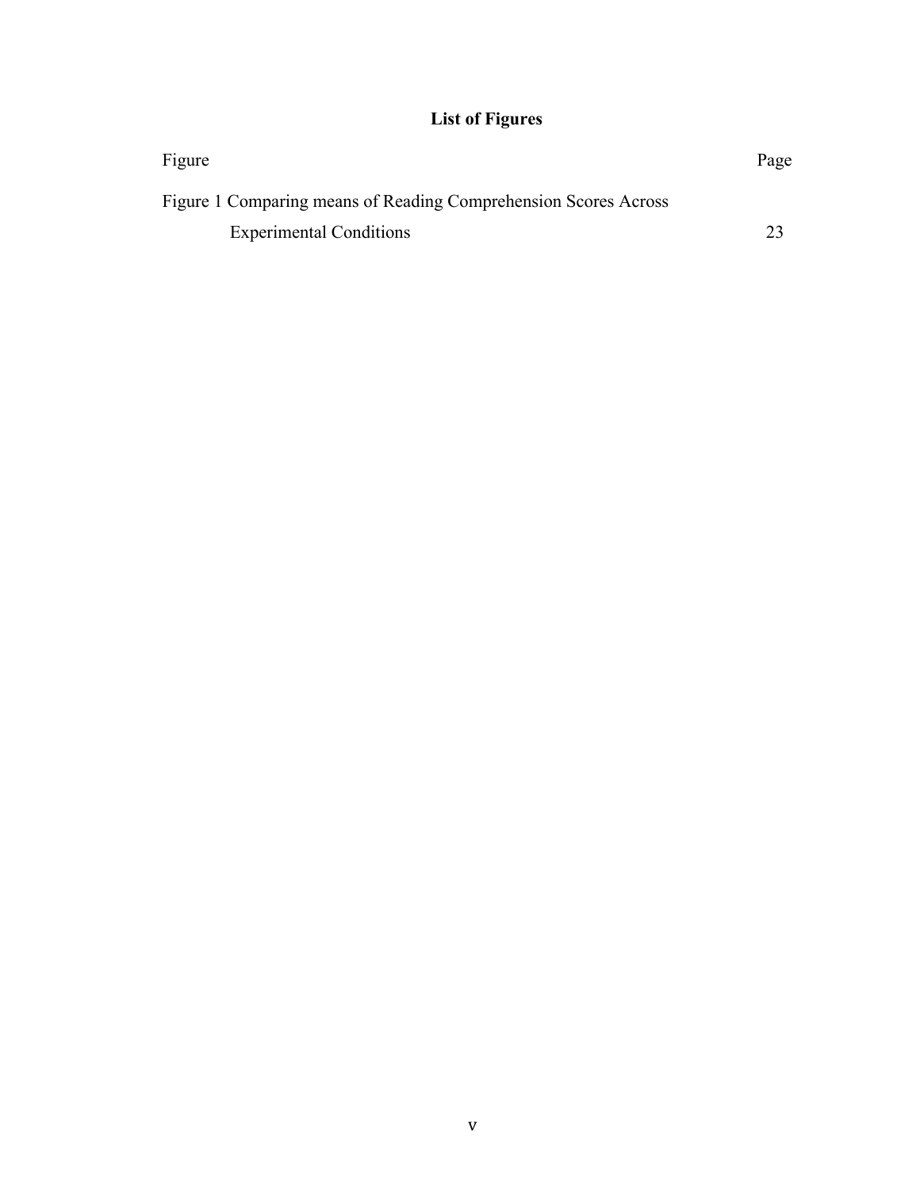## List of Figures

| Figure | Page |
| --- | --- |
| Figure 1 Comparing means of Reading Comprehension Scores Across Experimental Conditions | 23 |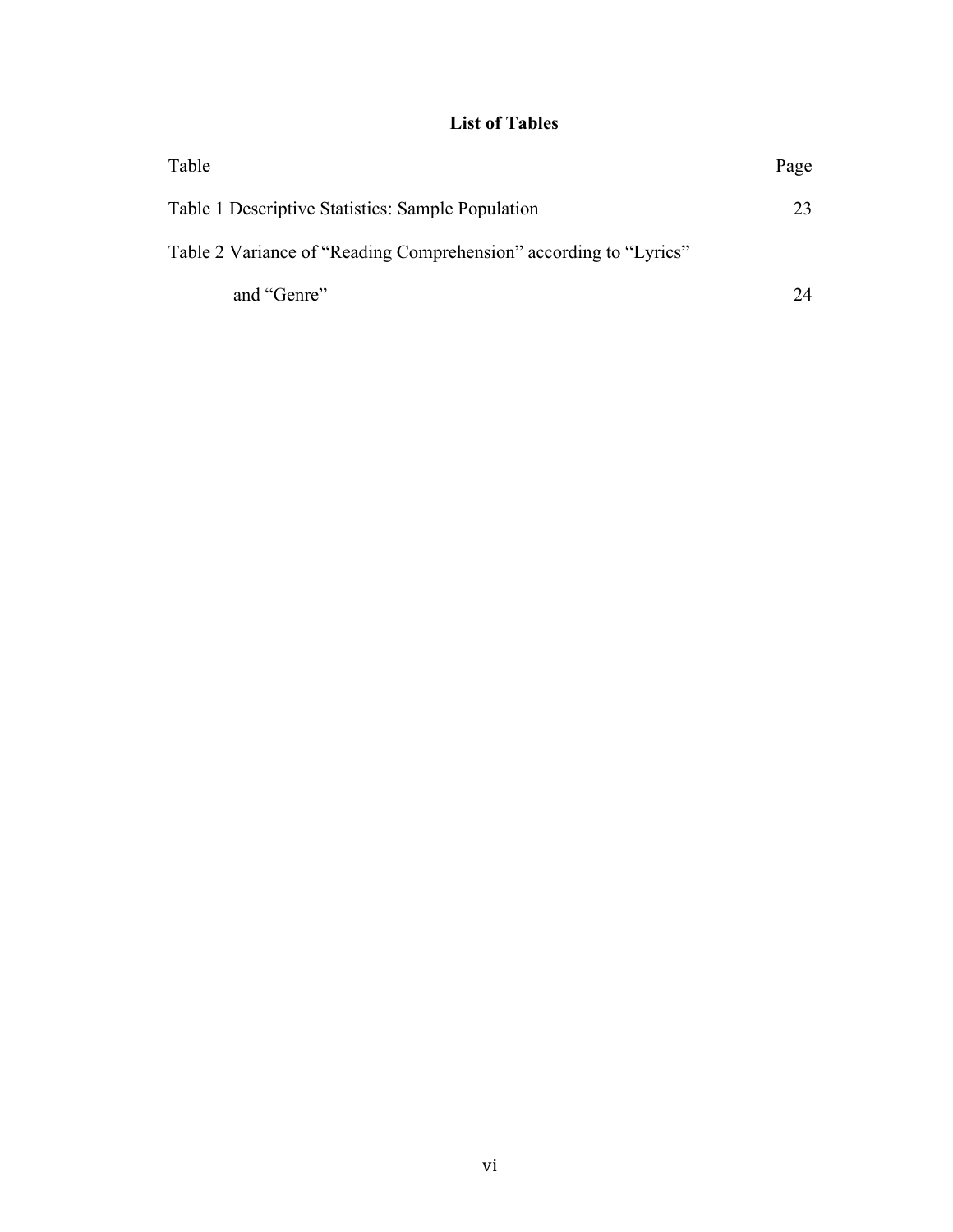## List of Tables

| Table | Page |
|---|---|
| Table 1 Descriptive Statistics: Sample Population | 23 |
| Table 2 Variance of "Reading Comprehension" according to "Lyrics" and "Genre" | 24 |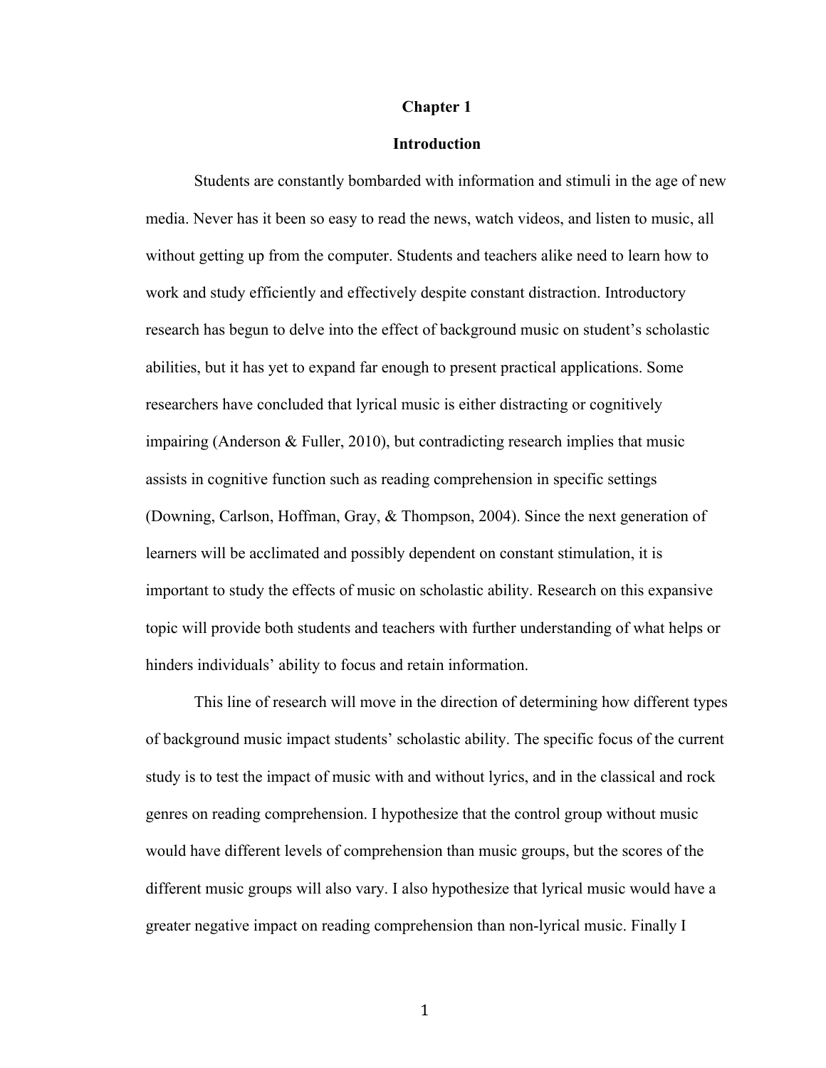# Chapter 1

## Introduction

Students are constantly bombarded with information and stimuli in the age of new media. Never has it been so easy to read the news, watch videos, and listen to music, all without getting up from the computer. Students and teachers alike need to learn how to work and study efficiently and effectively despite constant distraction. Introductory research has begun to delve into the effect of background music on student's scholastic abilities, but it has yet to expand far enough to present practical applications. Some researchers have concluded that lyrical music is either distracting or cognitively impairing (Anderson & Fuller, 2010), but contradicting research implies that music assists in cognitive function such as reading comprehension in specific settings (Downing, Carlson, Hoffman, Gray, & Thompson, 2004). Since the next generation of learners will be acclimated and possibly dependent on constant stimulation, it is important to study the effects of music on scholastic ability. Research on this expansive topic will provide both students and teachers with further understanding of what helps or hinders individuals' ability to focus and retain information.

This line of research will move in the direction of determining how different types of background music impact students' scholastic ability. The specific focus of the current study is to test the impact of music with and without lyrics, and in the classical and rock genres on reading comprehension. I hypothesize that the control group without music would have different levels of comprehension than music groups, but the scores of the different music groups will also vary. I also hypothesize that lyrical music would have a greater negative impact on reading comprehension than non-lyrical music. Finally I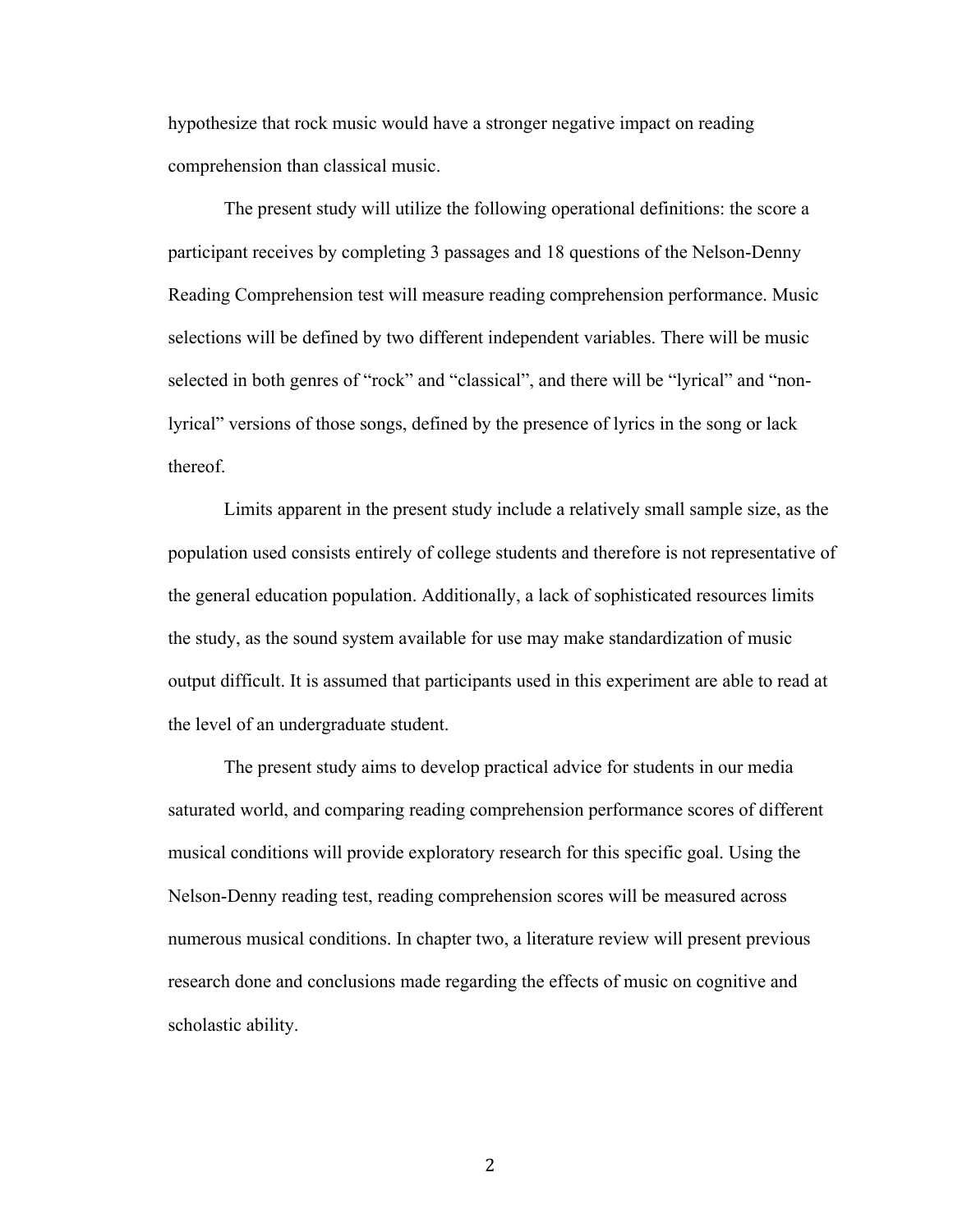hypothesize that rock music would have a stronger negative impact on reading comprehension than classical music.

The present study will utilize the following operational definitions: the score a participant receives by completing 3 passages and 18 questions of the Nelson-Denny Reading Comprehension test will measure reading comprehension performance. Music selections will be defined by two different independent variables. There will be music selected in both genres of "rock" and "classical", and there will be "lyrical" and "non-lyrical" versions of those songs, defined by the presence of lyrics in the song or lack thereof.

Limits apparent in the present study include a relatively small sample size, as the population used consists entirely of college students and therefore is not representative of the general education population. Additionally, a lack of sophisticated resources limits the study, as the sound system available for use may make standardization of music output difficult. It is assumed that participants used in this experiment are able to read at the level of an undergraduate student.

The present study aims to develop practical advice for students in our media saturated world, and comparing reading comprehension performance scores of different musical conditions will provide exploratory research for this specific goal. Using the Nelson-Denny reading test, reading comprehension scores will be measured across numerous musical conditions. In chapter two, a literature review will present previous research done and conclusions made regarding the effects of music on cognitive and scholastic ability.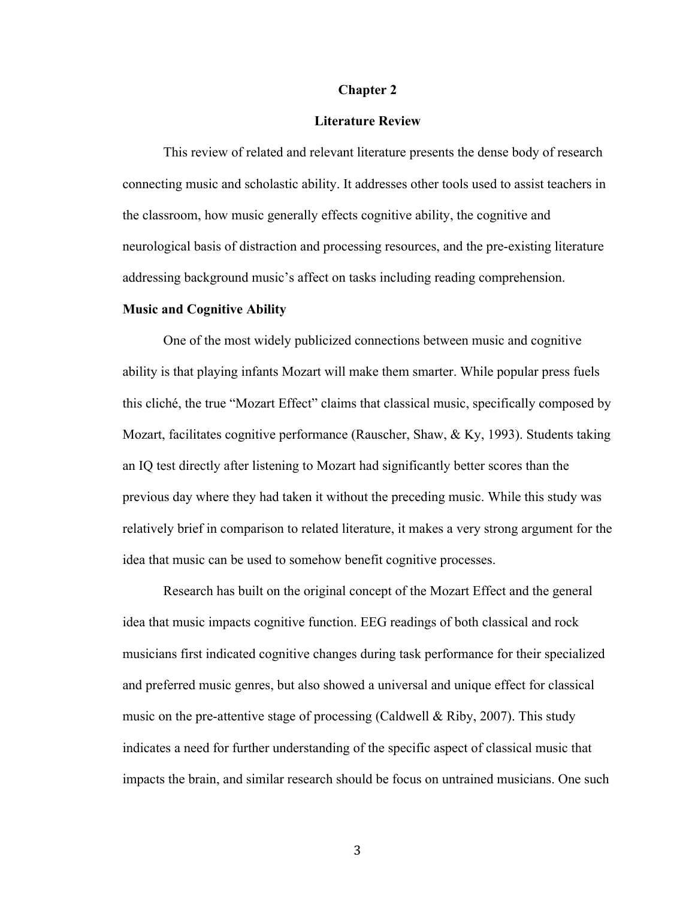# Chapter 2

## Literature Review

This review of related and relevant literature presents the dense body of research connecting music and scholastic ability. It addresses other tools used to assist teachers in the classroom, how music generally effects cognitive ability, the cognitive and neurological basis of distraction and processing resources, and the pre-existing literature addressing background music's affect on tasks including reading comprehension.

### Music and Cognitive Ability

One of the most widely publicized connections between music and cognitive ability is that playing infants Mozart will make them smarter. While popular press fuels this cliché, the true "Mozart Effect" claims that classical music, specifically composed by Mozart, facilitates cognitive performance (Rauscher, Shaw, & Ky, 1993). Students taking an IQ test directly after listening to Mozart had significantly better scores than the previous day where they had taken it without the preceding music. While this study was relatively brief in comparison to related literature, it makes a very strong argument for the idea that music can be used to somehow benefit cognitive processes.

Research has built on the original concept of the Mozart Effect and the general idea that music impacts cognitive function. EEG readings of both classical and rock musicians first indicated cognitive changes during task performance for their specialized and preferred music genres, but also showed a universal and unique effect for classical music on the pre-attentive stage of processing (Caldwell & Riby, 2007). This study indicates a need for further understanding of the specific aspect of classical music that impacts the brain, and similar research should be focus on untrained musicians. One such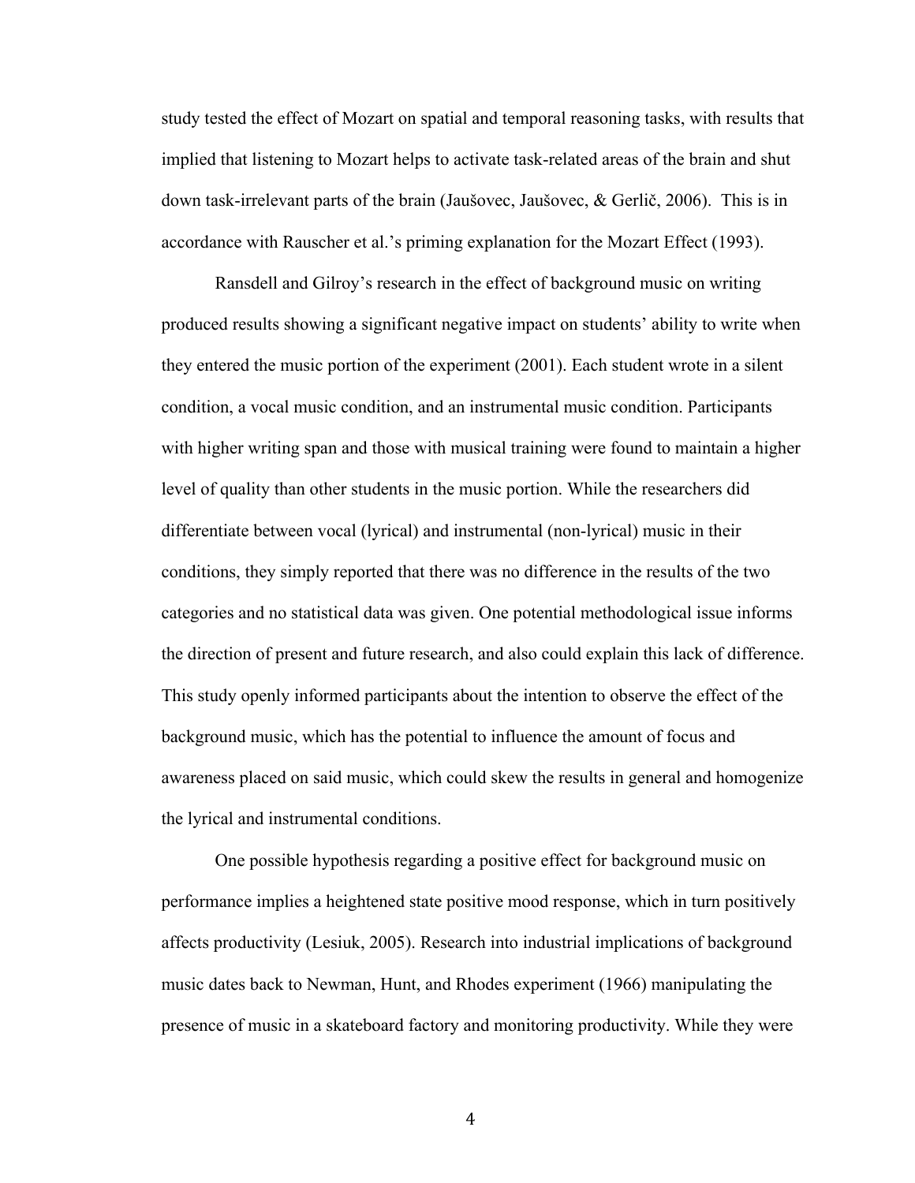study tested the effect of Mozart on spatial and temporal reasoning tasks, with results that implied that listening to Mozart helps to activate task-related areas of the brain and shut down task-irrelevant parts of the brain (Jaušovec, Jaušovec, & Gerlič, 2006). This is in accordance with Rauscher et al.'s priming explanation for the Mozart Effect (1993).

Ransdell and Gilroy's research in the effect of background music on writing produced results showing a significant negative impact on students' ability to write when they entered the music portion of the experiment (2001). Each student wrote in a silent condition, a vocal music condition, and an instrumental music condition. Participants with higher writing span and those with musical training were found to maintain a higher level of quality than other students in the music portion. While the researchers did differentiate between vocal (lyrical) and instrumental (non-lyrical) music in their conditions, they simply reported that there was no difference in the results of the two categories and no statistical data was given. One potential methodological issue informs the direction of present and future research, and also could explain this lack of difference. This study openly informed participants about the intention to observe the effect of the background music, which has the potential to influence the amount of focus and awareness placed on said music, which could skew the results in general and homogenize the lyrical and instrumental conditions.

One possible hypothesis regarding a positive effect for background music on performance implies a heightened state positive mood response, which in turn positively affects productivity (Lesiuk, 2005). Research into industrial implications of background music dates back to Newman, Hunt, and Rhodes experiment (1966) manipulating the presence of music in a skateboard factory and monitoring productivity. While they were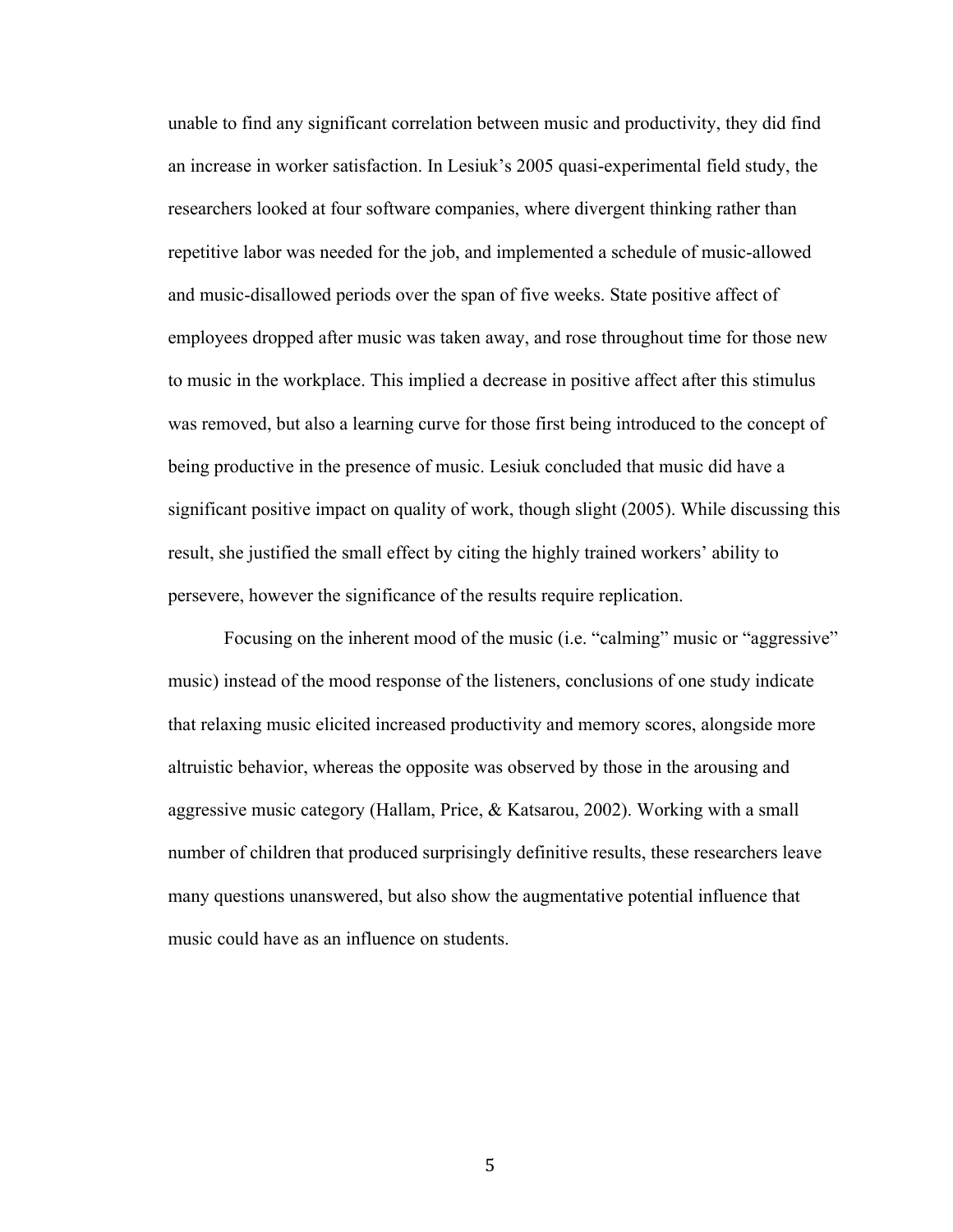unable to find any significant correlation between music and productivity, they did find an increase in worker satisfaction. In Lesiuk's 2005 quasi-experimental field study, the researchers looked at four software companies, where divergent thinking rather than repetitive labor was needed for the job, and implemented a schedule of music-allowed and music-disallowed periods over the span of five weeks. State positive affect of employees dropped after music was taken away, and rose throughout time for those new to music in the workplace. This implied a decrease in positive affect after this stimulus was removed, but also a learning curve for those first being introduced to the concept of being productive in the presence of music. Lesiuk concluded that music did have a significant positive impact on quality of work, though slight (2005). While discussing this result, she justified the small effect by citing the highly trained workers' ability to persevere, however the significance of the results require replication.

Focusing on the inherent mood of the music (i.e. "calming" music or "aggressive" music) instead of the mood response of the listeners, conclusions of one study indicate that relaxing music elicited increased productivity and memory scores, alongside more altruistic behavior, whereas the opposite was observed by those in the arousing and aggressive music category (Hallam, Price, & Katsarou, 2002). Working with a small number of children that produced surprisingly definitive results, these researchers leave many questions unanswered, but also show the augmentative potential influence that music could have as an influence on students.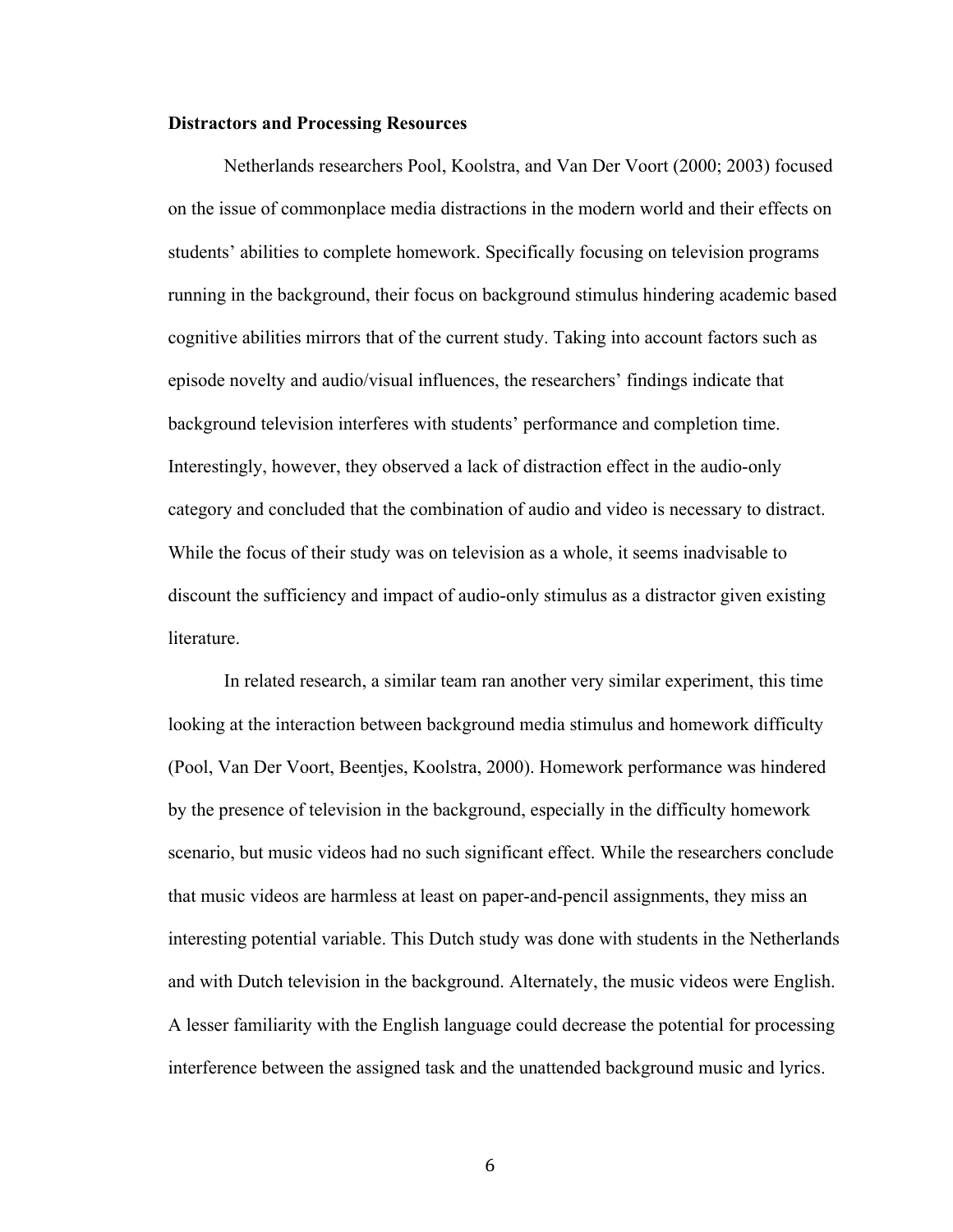**Distractors and Processing Resources**

Netherlands researchers Pool, Koolstra, and Van Der Voort (2000; 2003) focused on the issue of commonplace media distractions in the modern world and their effects on students' abilities to complete homework. Specifically focusing on television programs running in the background, their focus on background stimulus hindering academic based cognitive abilities mirrors that of the current study. Taking into account factors such as episode novelty and audio/visual influences, the researchers' findings indicate that background television interferes with students' performance and completion time. Interestingly, however, they observed a lack of distraction effect in the audio-only category and concluded that the combination of audio and video is necessary to distract. While the focus of their study was on television as a whole, it seems inadvisable to discount the sufficiency and impact of audio-only stimulus as a distractor given existing literature.

In related research, a similar team ran another very similar experiment, this time looking at the interaction between background media stimulus and homework difficulty (Pool, Van Der Voort, Beentjes, Koolstra, 2000). Homework performance was hindered by the presence of television in the background, especially in the difficulty homework scenario, but music videos had no such significant effect. While the researchers conclude that music videos are harmless at least on paper-and-pencil assignments, they miss an interesting potential variable. This Dutch study was done with students in the Netherlands and with Dutch television in the background. Alternately, the music videos were English. A lesser familiarity with the English language could decrease the potential for processing interference between the assigned task and the unattended background music and lyrics.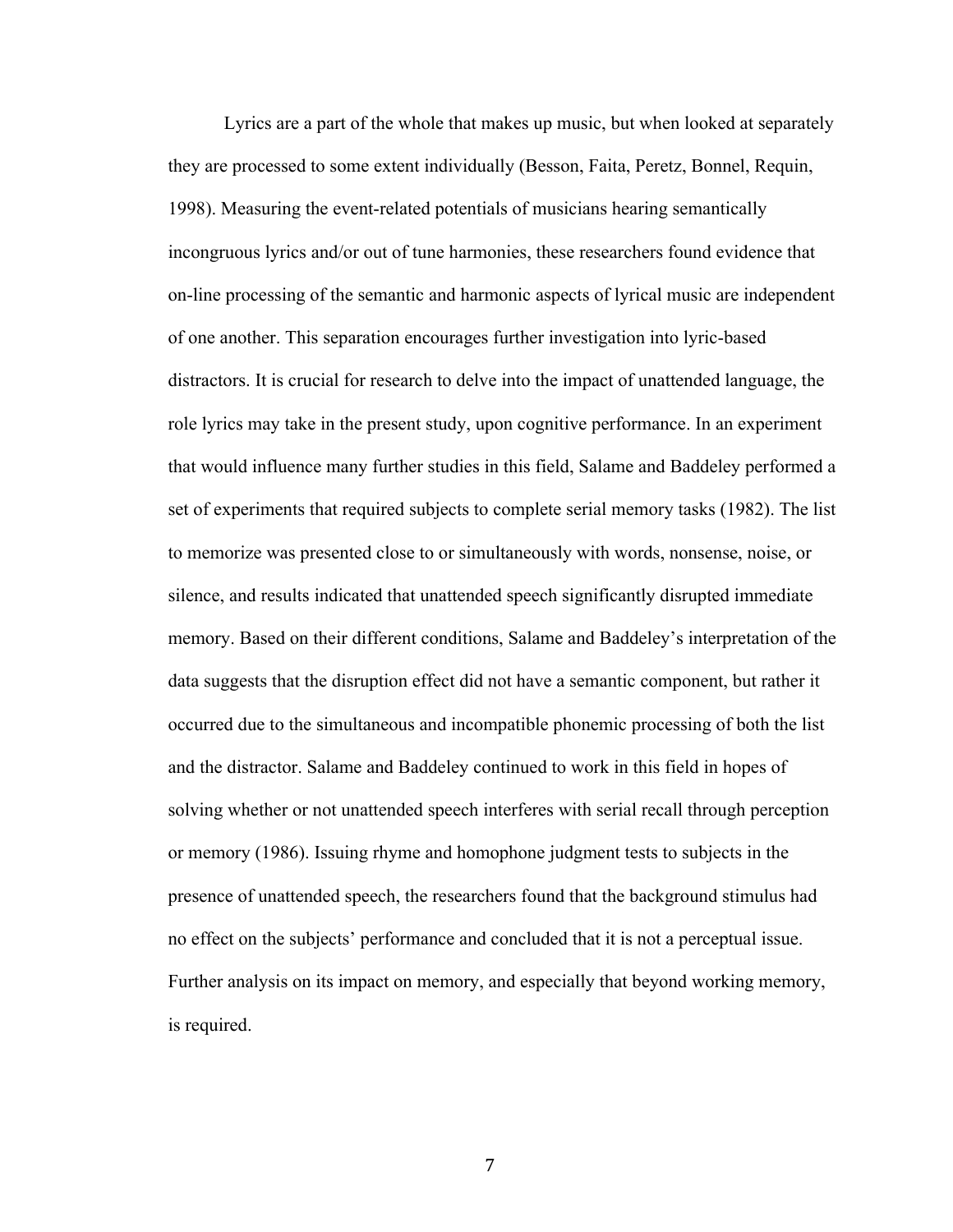Lyrics are a part of the whole that makes up music, but when looked at separately they are processed to some extent individually (Besson, Faita, Peretz, Bonnel, Requin, 1998). Measuring the event-related potentials of musicians hearing semantically incongruous lyrics and/or out of tune harmonies, these researchers found evidence that on-line processing of the semantic and harmonic aspects of lyrical music are independent of one another. This separation encourages further investigation into lyric-based distractors. It is crucial for research to delve into the impact of unattended language, the role lyrics may take in the present study, upon cognitive performance. In an experiment that would influence many further studies in this field, Salame and Baddeley performed a set of experiments that required subjects to complete serial memory tasks (1982). The list to memorize was presented close to or simultaneously with words, nonsense, noise, or silence, and results indicated that unattended speech significantly disrupted immediate memory. Based on their different conditions, Salame and Baddeley's interpretation of the data suggests that the disruption effect did not have a semantic component, but rather it occurred due to the simultaneous and incompatible phonemic processing of both the list and the distractor. Salame and Baddeley continued to work in this field in hopes of solving whether or not unattended speech interferes with serial recall through perception or memory (1986). Issuing rhyme and homophone judgment tests to subjects in the presence of unattended speech, the researchers found that the background stimulus had no effect on the subjects' performance and concluded that it is not a perceptual issue. Further analysis on its impact on memory, and especially that beyond working memory, is required.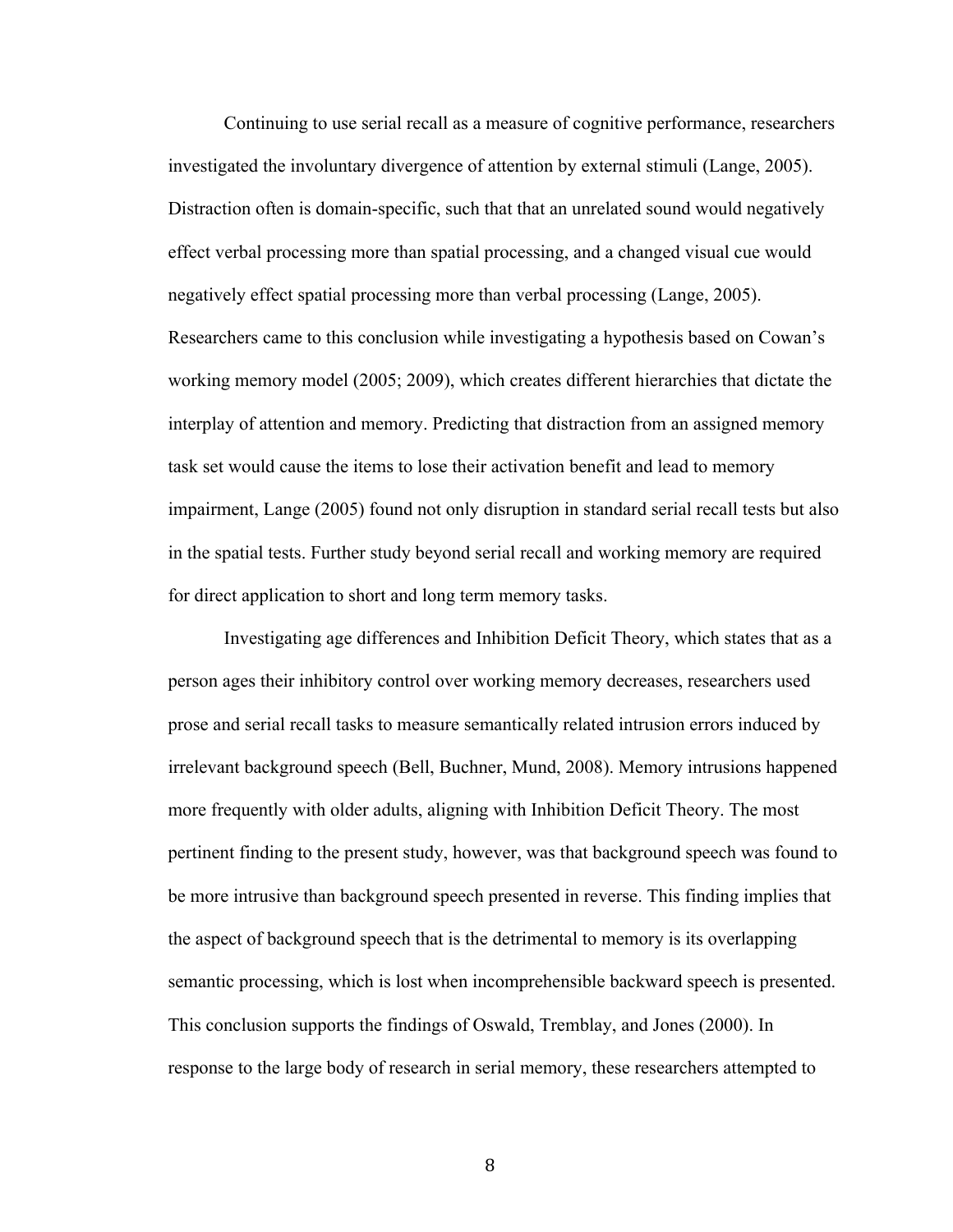Continuing to use serial recall as a measure of cognitive performance, researchers investigated the involuntary divergence of attention by external stimuli (Lange, 2005). Distraction often is domain-specific, such that that an unrelated sound would negatively effect verbal processing more than spatial processing, and a changed visual cue would negatively effect spatial processing more than verbal processing (Lange, 2005). Researchers came to this conclusion while investigating a hypothesis based on Cowan's working memory model (2005; 2009), which creates different hierarchies that dictate the interplay of attention and memory. Predicting that distraction from an assigned memory task set would cause the items to lose their activation benefit and lead to memory impairment, Lange (2005) found not only disruption in standard serial recall tests but also in the spatial tests. Further study beyond serial recall and working memory are required for direct application to short and long term memory tasks.

Investigating age differences and Inhibition Deficit Theory, which states that as a person ages their inhibitory control over working memory decreases, researchers used prose and serial recall tasks to measure semantically related intrusion errors induced by irrelevant background speech (Bell, Buchner, Mund, 2008). Memory intrusions happened more frequently with older adults, aligning with Inhibition Deficit Theory. The most pertinent finding to the present study, however, was that background speech was found to be more intrusive than background speech presented in reverse. This finding implies that the aspect of background speech that is the detrimental to memory is its overlapping semantic processing, which is lost when incomprehensible backward speech is presented. This conclusion supports the findings of Oswald, Tremblay, and Jones (2000). In response to the large body of research in serial memory, these researchers attempted to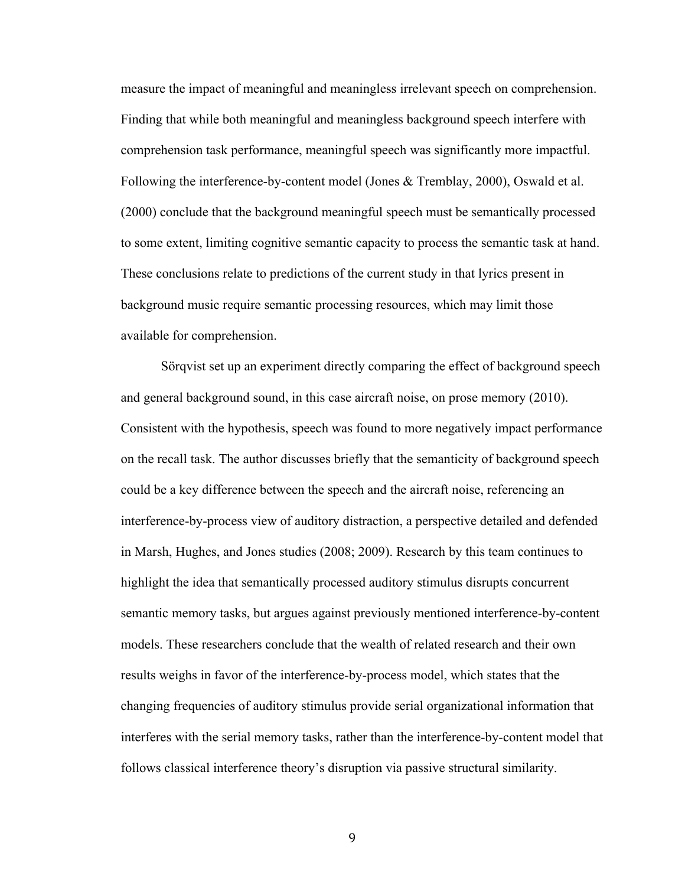measure the impact of meaningful and meaningless irrelevant speech on comprehension. Finding that while both meaningful and meaningless background speech interfere with comprehension task performance, meaningful speech was significantly more impactful. Following the interference-by-content model (Jones & Tremblay, 2000), Oswald et al. (2000) conclude that the background meaningful speech must be semantically processed to some extent, limiting cognitive semantic capacity to process the semantic task at hand. These conclusions relate to predictions of the current study in that lyrics present in background music require semantic processing resources, which may limit those available for comprehension.

Sörqvist set up an experiment directly comparing the effect of background speech and general background sound, in this case aircraft noise, on prose memory (2010). Consistent with the hypothesis, speech was found to more negatively impact performance on the recall task. The author discusses briefly that the semanticity of background speech could be a key difference between the speech and the aircraft noise, referencing an interference-by-process view of auditory distraction, a perspective detailed and defended in Marsh, Hughes, and Jones studies (2008; 2009). Research by this team continues to highlight the idea that semantically processed auditory stimulus disrupts concurrent semantic memory tasks, but argues against previously mentioned interference-by-content models. These researchers conclude that the wealth of related research and their own results weighs in favor of the interference-by-process model, which states that the changing frequencies of auditory stimulus provide serial organizational information that interferes with the serial memory tasks, rather than the interference-by-content model that follows classical interference theory's disruption via passive structural similarity.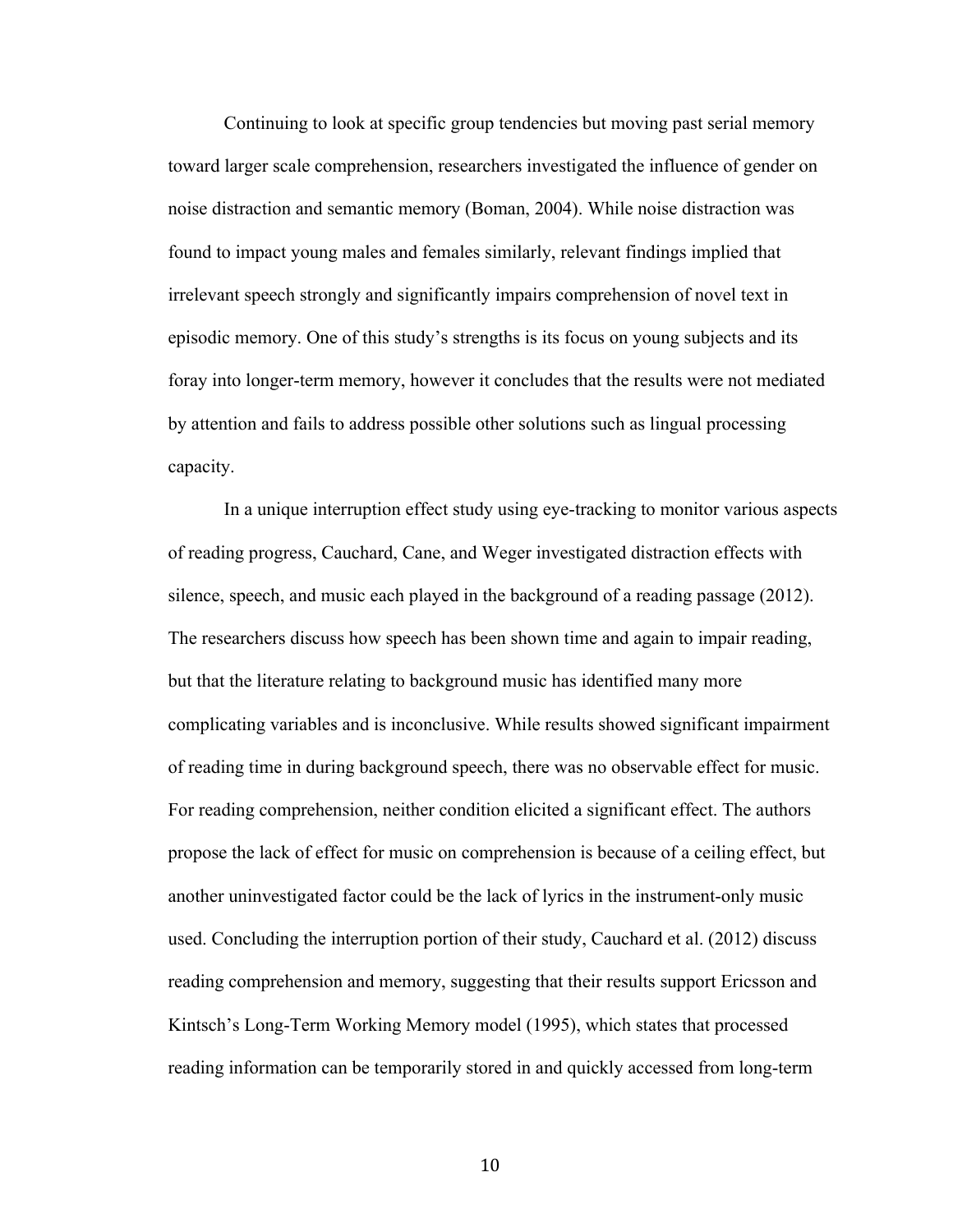Continuing to look at specific group tendencies but moving past serial memory toward larger scale comprehension, researchers investigated the influence of gender on noise distraction and semantic memory (Boman, 2004). While noise distraction was found to impact young males and females similarly, relevant findings implied that irrelevant speech strongly and significantly impairs comprehension of novel text in episodic memory. One of this study's strengths is its focus on young subjects and its foray into longer-term memory, however it concludes that the results were not mediated by attention and fails to address possible other solutions such as lingual processing capacity.

In a unique interruption effect study using eye-tracking to monitor various aspects of reading progress, Cauchard, Cane, and Weger investigated distraction effects with silence, speech, and music each played in the background of a reading passage (2012). The researchers discuss how speech has been shown time and again to impair reading, but that the literature relating to background music has identified many more complicating variables and is inconclusive. While results showed significant impairment of reading time in during background speech, there was no observable effect for music. For reading comprehension, neither condition elicited a significant effect. The authors propose the lack of effect for music on comprehension is because of a ceiling effect, but another uninvestigated factor could be the lack of lyrics in the instrument-only music used. Concluding the interruption portion of their study, Cauchard et al. (2012) discuss reading comprehension and memory, suggesting that their results support Ericsson and Kintsch's Long-Term Working Memory model (1995), which states that processed reading information can be temporarily stored in and quickly accessed from long-term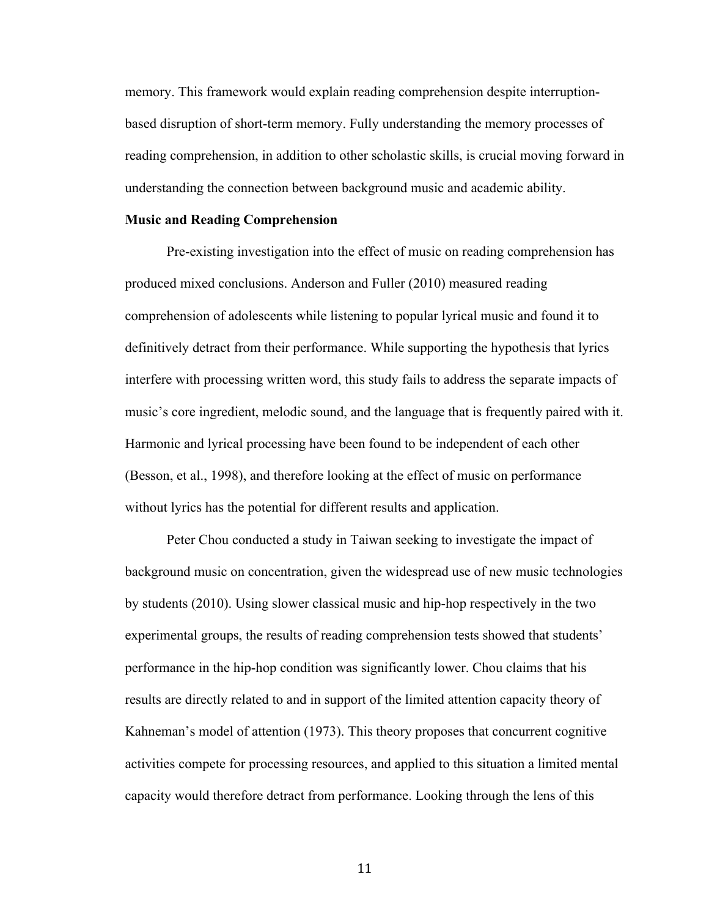memory. This framework would explain reading comprehension despite interruption-based disruption of short-term memory. Fully understanding the memory processes of reading comprehension, in addition to other scholastic skills, is crucial moving forward in understanding the connection between background music and academic ability.

**Music and Reading Comprehension**

Pre-existing investigation into the effect of music on reading comprehension has produced mixed conclusions. Anderson and Fuller (2010) measured reading comprehension of adolescents while listening to popular lyrical music and found it to definitively detract from their performance. While supporting the hypothesis that lyrics interfere with processing written word, this study fails to address the separate impacts of music's core ingredient, melodic sound, and the language that is frequently paired with it. Harmonic and lyrical processing have been found to be independent of each other (Besson, et al., 1998), and therefore looking at the effect of music on performance without lyrics has the potential for different results and application.

Peter Chou conducted a study in Taiwan seeking to investigate the impact of background music on concentration, given the widespread use of new music technologies by students (2010). Using slower classical music and hip-hop respectively in the two experimental groups, the results of reading comprehension tests showed that students' performance in the hip-hop condition was significantly lower. Chou claims that his results are directly related to and in support of the limited attention capacity theory of Kahneman's model of attention (1973). This theory proposes that concurrent cognitive activities compete for processing resources, and applied to this situation a limited mental capacity would therefore detract from performance. Looking through the lens of this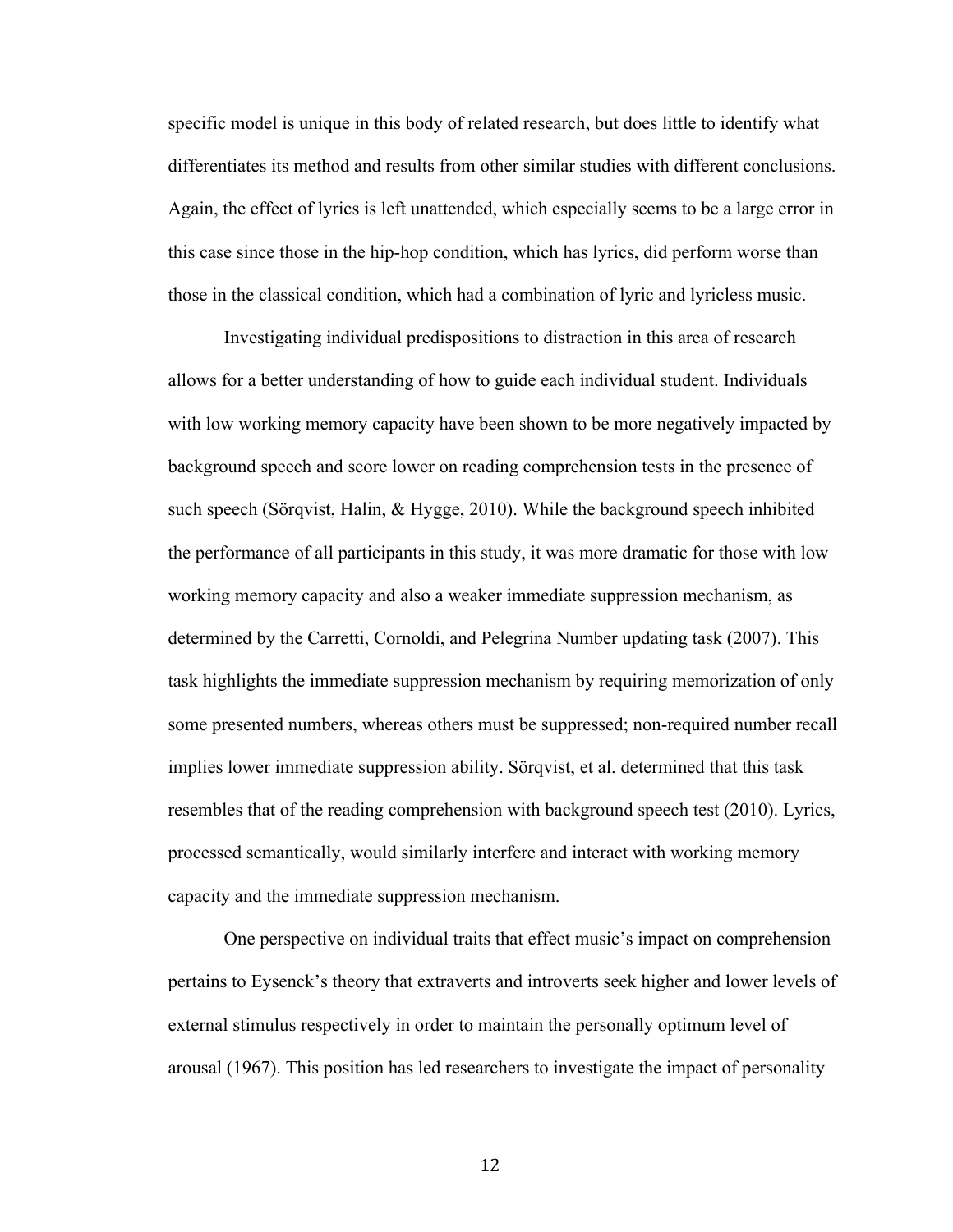specific model is unique in this body of related research, but does little to identify what differentiates its method and results from other similar studies with different conclusions. Again, the effect of lyrics is left unattended, which especially seems to be a large error in this case since those in the hip-hop condition, which has lyrics, did perform worse than those in the classical condition, which had a combination of lyric and lyricless music.

Investigating individual predispositions to distraction in this area of research allows for a better understanding of how to guide each individual student. Individuals with low working memory capacity have been shown to be more negatively impacted by background speech and score lower on reading comprehension tests in the presence of such speech (Sörqvist, Halin, & Hygge, 2010). While the background speech inhibited the performance of all participants in this study, it was more dramatic for those with low working memory capacity and also a weaker immediate suppression mechanism, as determined by the Carretti, Cornoldi, and Pelegrina Number updating task (2007). This task highlights the immediate suppression mechanism by requiring memorization of only some presented numbers, whereas others must be suppressed; non-required number recall implies lower immediate suppression ability. Sörqvist, et al. determined that this task resembles that of the reading comprehension with background speech test (2010). Lyrics, processed semantically, would similarly interfere and interact with working memory capacity and the immediate suppression mechanism.

One perspective on individual traits that effect music's impact on comprehension pertains to Eysenck's theory that extraverts and introverts seek higher and lower levels of external stimulus respectively in order to maintain the personally optimum level of arousal (1967). This position has led researchers to investigate the impact of personality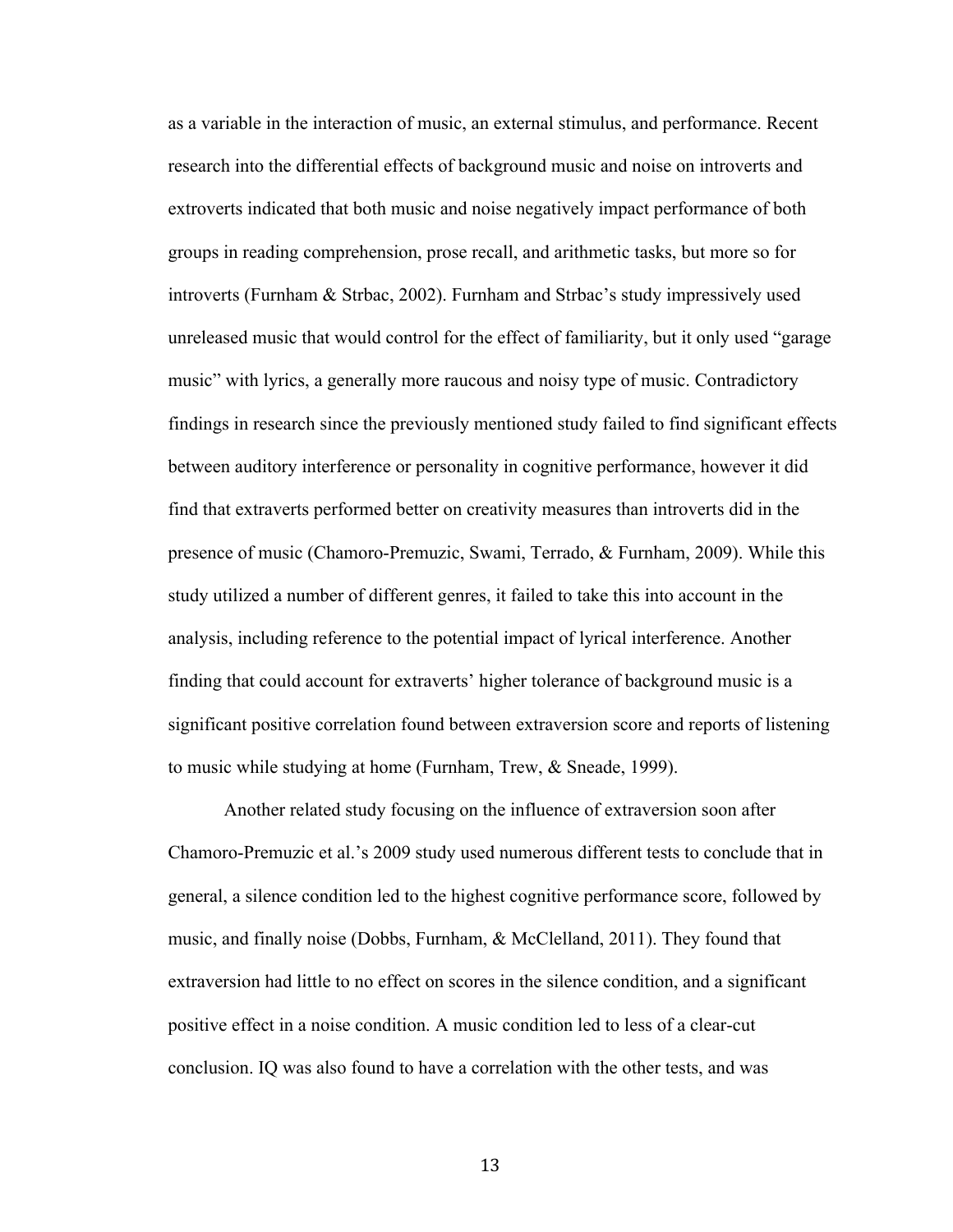as a variable in the interaction of music, an external stimulus, and performance. Recent research into the differential effects of background music and noise on introverts and extroverts indicated that both music and noise negatively impact performance of both groups in reading comprehension, prose recall, and arithmetic tasks, but more so for introverts (Furnham & Strbac, 2002). Furnham and Strbac's study impressively used unreleased music that would control for the effect of familiarity, but it only used "garage music" with lyrics, a generally more raucous and noisy type of music. Contradictory findings in research since the previously mentioned study failed to find significant effects between auditory interference or personality in cognitive performance, however it did find that extraverts performed better on creativity measures than introverts did in the presence of music (Chamoro-Premuzic, Swami, Terrado, & Furnham, 2009). While this study utilized a number of different genres, it failed to take this into account in the analysis, including reference to the potential impact of lyrical interference. Another finding that could account for extraverts' higher tolerance of background music is a significant positive correlation found between extraversion score and reports of listening to music while studying at home (Furnham, Trew, & Sneade, 1999).

Another related study focusing on the influence of extraversion soon after Chamoro-Premuzic et al.'s 2009 study used numerous different tests to conclude that in general, a silence condition led to the highest cognitive performance score, followed by music, and finally noise (Dobbs, Furnham, & McClelland, 2011). They found that extraversion had little to no effect on scores in the silence condition, and a significant positive effect in a noise condition. A music condition led to less of a clear-cut conclusion. IQ was also found to have a correlation with the other tests, and was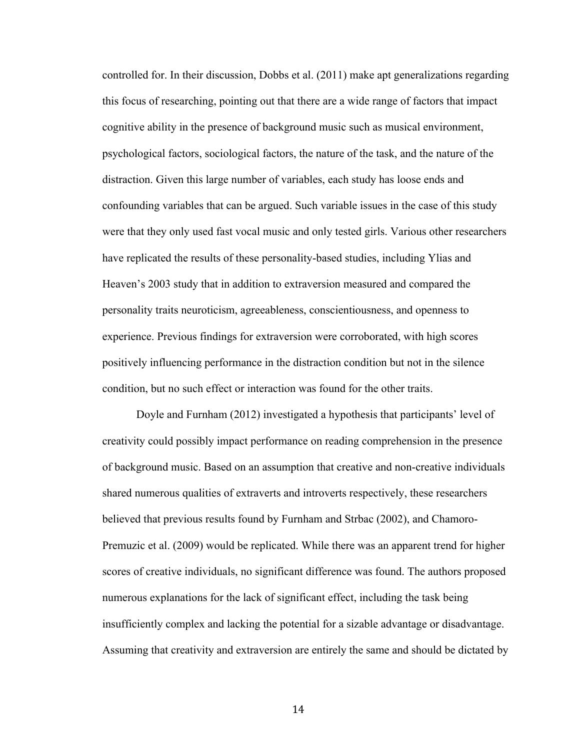controlled for. In their discussion, Dobbs et al. (2011) make apt generalizations regarding this focus of researching, pointing out that there are a wide range of factors that impact cognitive ability in the presence of background music such as musical environment, psychological factors, sociological factors, the nature of the task, and the nature of the distraction. Given this large number of variables, each study has loose ends and confounding variables that can be argued. Such variable issues in the case of this study were that they only used fast vocal music and only tested girls. Various other researchers have replicated the results of these personality-based studies, including Ylias and Heaven's 2003 study that in addition to extraversion measured and compared the personality traits neuroticism, agreeableness, conscientiousness, and openness to experience. Previous findings for extraversion were corroborated, with high scores positively influencing performance in the distraction condition but not in the silence condition, but no such effect or interaction was found for the other traits.

Doyle and Furnham (2012) investigated a hypothesis that participants' level of creativity could possibly impact performance on reading comprehension in the presence of background music. Based on an assumption that creative and non-creative individuals shared numerous qualities of extraverts and introverts respectively, these researchers believed that previous results found by Furnham and Strbac (2002), and Chamoro-Premuzic et al. (2009) would be replicated. While there was an apparent trend for higher scores of creative individuals, no significant difference was found. The authors proposed numerous explanations for the lack of significant effect, including the task being insufficiently complex and lacking the potential for a sizable advantage or disadvantage. Assuming that creativity and extraversion are entirely the same and should be dictated by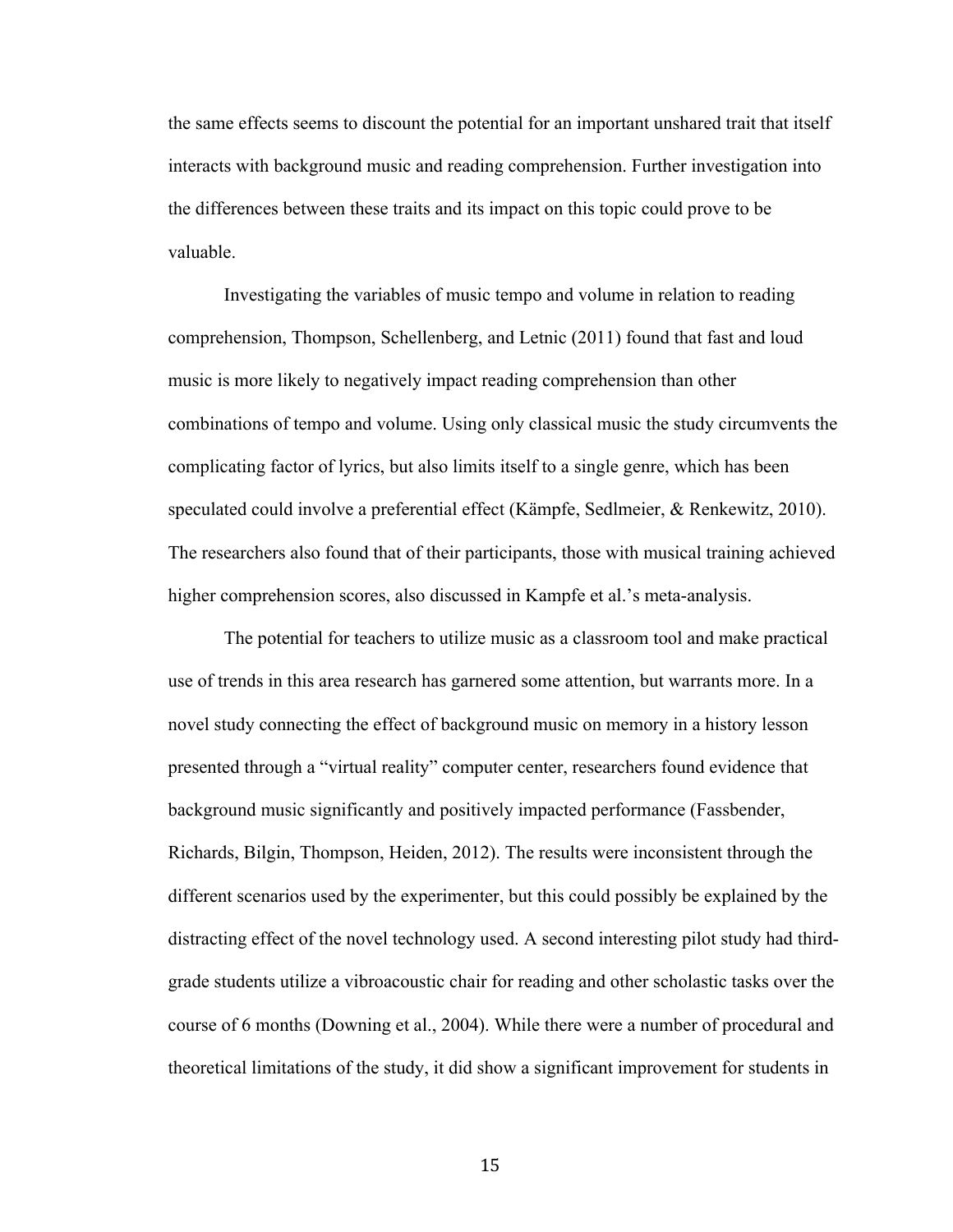the same effects seems to discount the potential for an important unshared trait that itself interacts with background music and reading comprehension. Further investigation into the differences between these traits and its impact on this topic could prove to be valuable.

Investigating the variables of music tempo and volume in relation to reading comprehension, Thompson, Schellenberg, and Letnic (2011) found that fast and loud music is more likely to negatively impact reading comprehension than other combinations of tempo and volume. Using only classical music the study circumvents the complicating factor of lyrics, but also limits itself to a single genre, which has been speculated could involve a preferential effect (Kämpfe, Sedlmeier, & Renkewitz, 2010). The researchers also found that of their participants, those with musical training achieved higher comprehension scores, also discussed in Kampfe et al.'s meta-analysis.

The potential for teachers to utilize music as a classroom tool and make practical use of trends in this area research has garnered some attention, but warrants more. In a novel study connecting the effect of background music on memory in a history lesson presented through a "virtual reality" computer center, researchers found evidence that background music significantly and positively impacted performance (Fassbender, Richards, Bilgin, Thompson, Heiden, 2012). The results were inconsistent through the different scenarios used by the experimenter, but this could possibly be explained by the distracting effect of the novel technology used. A second interesting pilot study had third-grade students utilize a vibroacoustic chair for reading and other scholastic tasks over the course of 6 months (Downing et al., 2004). While there were a number of procedural and theoretical limitations of the study, it did show a significant improvement for students in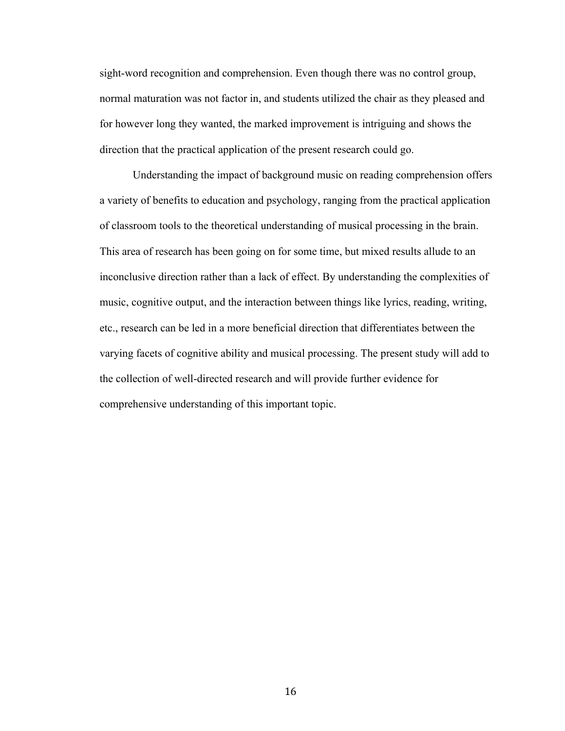sight-word recognition and comprehension. Even though there was no control group, normal maturation was not factor in, and students utilized the chair as they pleased and for however long they wanted, the marked improvement is intriguing and shows the direction that the practical application of the present research could go.

Understanding the impact of background music on reading comprehension offers a variety of benefits to education and psychology, ranging from the practical application of classroom tools to the theoretical understanding of musical processing in the brain. This area of research has been going on for some time, but mixed results allude to an inconclusive direction rather than a lack of effect. By understanding the complexities of music, cognitive output, and the interaction between things like lyrics, reading, writing, etc., research can be led in a more beneficial direction that differentiates between the varying facets of cognitive ability and musical processing. The present study will add to the collection of well-directed research and will provide further evidence for comprehensive understanding of this important topic.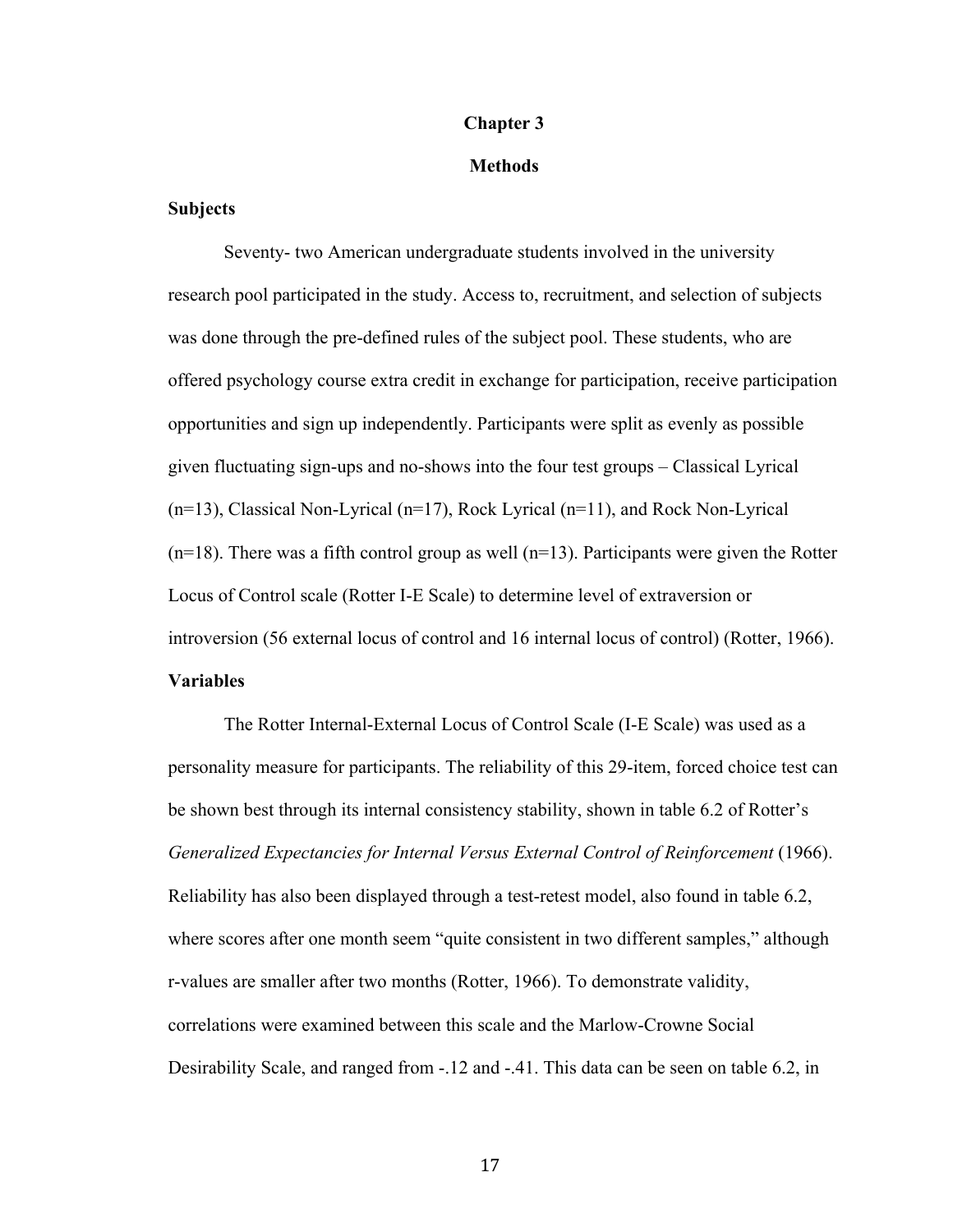# Chapter 3

# Methods

## Subjects

Seventy- two American undergraduate students involved in the university research pool participated in the study. Access to, recruitment, and selection of subjects was done through the pre-defined rules of the subject pool. These students, who are offered psychology course extra credit in exchange for participation, receive participation opportunities and sign up independently. Participants were split as evenly as possible given fluctuating sign-ups and no-shows into the four test groups – Classical Lyrical (n=13), Classical Non-Lyrical (n=17), Rock Lyrical (n=11), and Rock Non-Lyrical (n=18). There was a fifth control group as well (n=13). Participants were given the Rotter Locus of Control scale (Rotter I-E Scale) to determine level of extraversion or introversion (56 external locus of control and 16 internal locus of control) (Rotter, 1966).

## Variables

The Rotter Internal-External Locus of Control Scale (I-E Scale) was used as a personality measure for participants. The reliability of this 29-item, forced choice test can be shown best through its internal consistency stability, shown in table 6.2 of Rotter's *Generalized Expectancies for Internal Versus External Control of Reinforcement* (1966). Reliability has also been displayed through a test-retest model, also found in table 6.2, where scores after one month seem "quite consistent in two different samples," although r-values are smaller after two months (Rotter, 1966). To demonstrate validity, correlations were examined between this scale and the Marlow-Crowne Social Desirability Scale, and ranged from -.12 and -.41. This data can be seen on table 6.2, in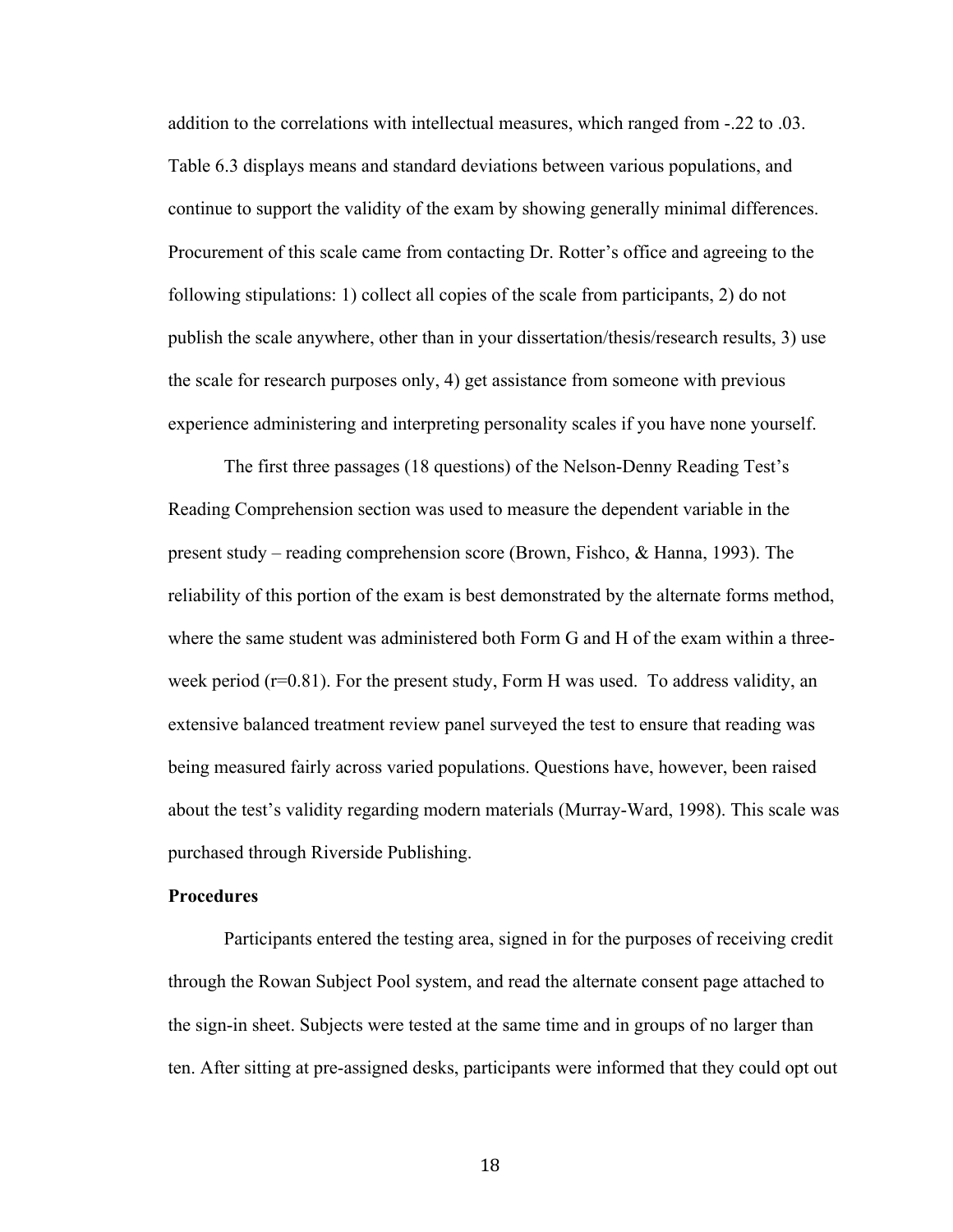addition to the correlations with intellectual measures, which ranged from -.22 to .03. Table 6.3 displays means and standard deviations between various populations, and continue to support the validity of the exam by showing generally minimal differences. Procurement of this scale came from contacting Dr. Rotter's office and agreeing to the following stipulations: 1) collect all copies of the scale from participants, 2) do not publish the scale anywhere, other than in your dissertation/thesis/research results, 3) use the scale for research purposes only, 4) get assistance from someone with previous experience administering and interpreting personality scales if you have none yourself.

The first three passages (18 questions) of the Nelson-Denny Reading Test's Reading Comprehension section was used to measure the dependent variable in the present study – reading comprehension score (Brown, Fishco, & Hanna, 1993). The reliability of this portion of the exam is best demonstrated by the alternate forms method, where the same student was administered both Form G and H of the exam within a three-week period ($r=0.81$). For the present study, Form H was used. To address validity, an extensive balanced treatment review panel surveyed the test to ensure that reading was being measured fairly across varied populations. Questions have, however, been raised about the test's validity regarding modern materials (Murray-Ward, 1998). This scale was purchased through Riverside Publishing.

**Procedures**

Participants entered the testing area, signed in for the purposes of receiving credit through the Rowan Subject Pool system, and read the alternate consent page attached to the sign-in sheet. Subjects were tested at the same time and in groups of no larger than ten. After sitting at pre-assigned desks, participants were informed that they could opt out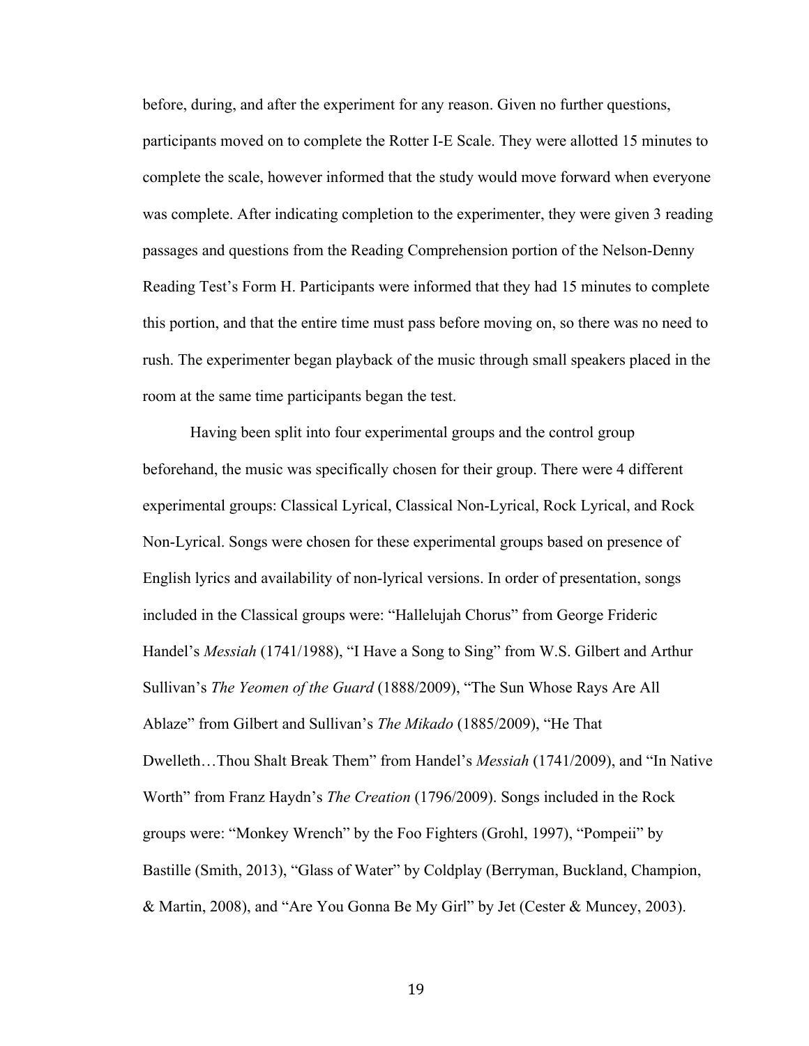before, during, and after the experiment for any reason. Given no further questions, participants moved on to complete the Rotter I-E Scale. They were allotted 15 minutes to complete the scale, however informed that the study would move forward when everyone was complete. After indicating completion to the experimenter, they were given 3 reading passages and questions from the Reading Comprehension portion of the Nelson-Denny Reading Test's Form H. Participants were informed that they had 15 minutes to complete this portion, and that the entire time must pass before moving on, so there was no need to rush. The experimenter began playback of the music through small speakers placed in the room at the same time participants began the test.

Having been split into four experimental groups and the control group beforehand, the music was specifically chosen for their group. There were 4 different experimental groups: Classical Lyrical, Classical Non-Lyrical, Rock Lyrical, and Rock Non-Lyrical. Songs were chosen for these experimental groups based on presence of English lyrics and availability of non-lyrical versions. In order of presentation, songs included in the Classical groups were: "Hallelujah Chorus" from George Frideric Handel's *Messiah* (1741/1988), "I Have a Song to Sing" from W.S. Gilbert and Arthur Sullivan's *The Yeomen of the Guard* (1888/2009), "The Sun Whose Rays Are All Ablaze" from Gilbert and Sullivan's *The Mikado* (1885/2009), "He That Dwelleth…Thou Shalt Break Them" from Handel's *Messiah* (1741/2009), and "In Native Worth" from Franz Haydn's *The Creation* (1796/2009). Songs included in the Rock groups were: "Monkey Wrench" by the Foo Fighters (Grohl, 1997), "Pompeii" by Bastille (Smith, 2013), "Glass of Water" by Coldplay (Berryman, Buckland, Champion, & Martin, 2008), and "Are You Gonna Be My Girl" by Jet (Cester & Muncey, 2003).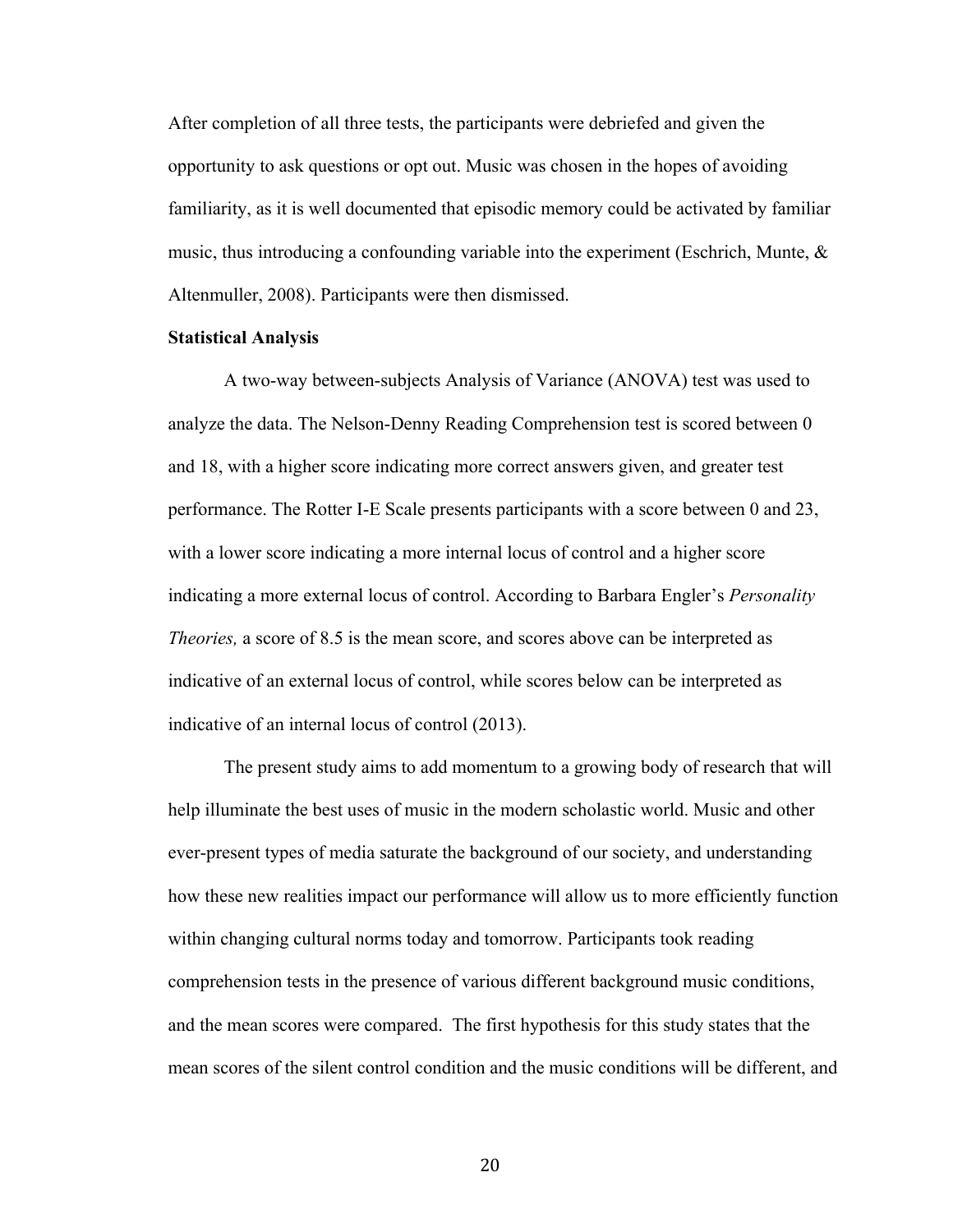After completion of all three tests, the participants were debriefed and given the opportunity to ask questions or opt out. Music was chosen in the hopes of avoiding familiarity, as it is well documented that episodic memory could be activated by familiar music, thus introducing a confounding variable into the experiment (Eschrich, Munte, & Altenmuller, 2008). Participants were then dismissed.

**Statistical Analysis**

A two-way between-subjects Analysis of Variance (ANOVA) test was used to analyze the data. The Nelson-Denny Reading Comprehension test is scored between 0 and 18, with a higher score indicating more correct answers given, and greater test performance. The Rotter I-E Scale presents participants with a score between 0 and 23, with a lower score indicating a more internal locus of control and a higher score indicating a more external locus of control. According to Barbara Engler's *Personality Theories,* a score of 8.5 is the mean score, and scores above can be interpreted as indicative of an external locus of control, while scores below can be interpreted as indicative of an internal locus of control (2013).

The present study aims to add momentum to a growing body of research that will help illuminate the best uses of music in the modern scholastic world. Music and other ever-present types of media saturate the background of our society, and understanding how these new realities impact our performance will allow us to more efficiently function within changing cultural norms today and tomorrow. Participants took reading comprehension tests in the presence of various different background music conditions, and the mean scores were compared. The first hypothesis for this study states that the mean scores of the silent control condition and the music conditions will be different, and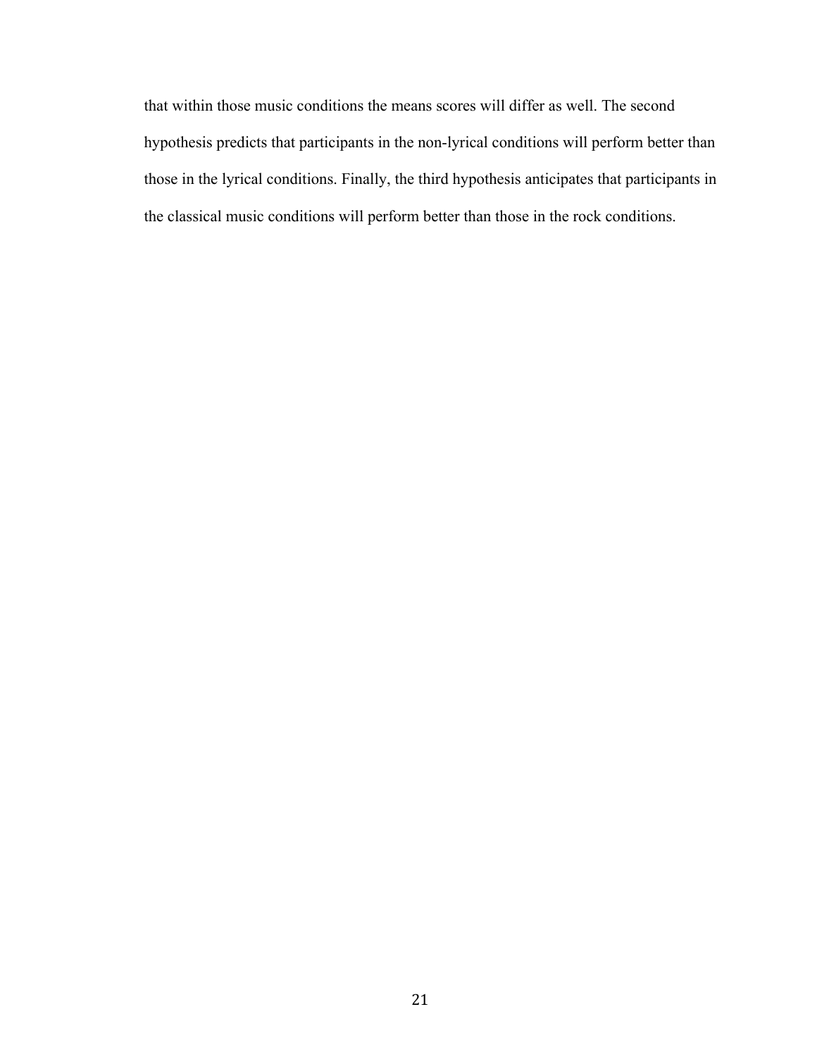that within those music conditions the means scores will differ as well. The second hypothesis predicts that participants in the non-lyrical conditions will perform better than those in the lyrical conditions. Finally, the third hypothesis anticipates that participants in the classical music conditions will perform better than those in the rock conditions.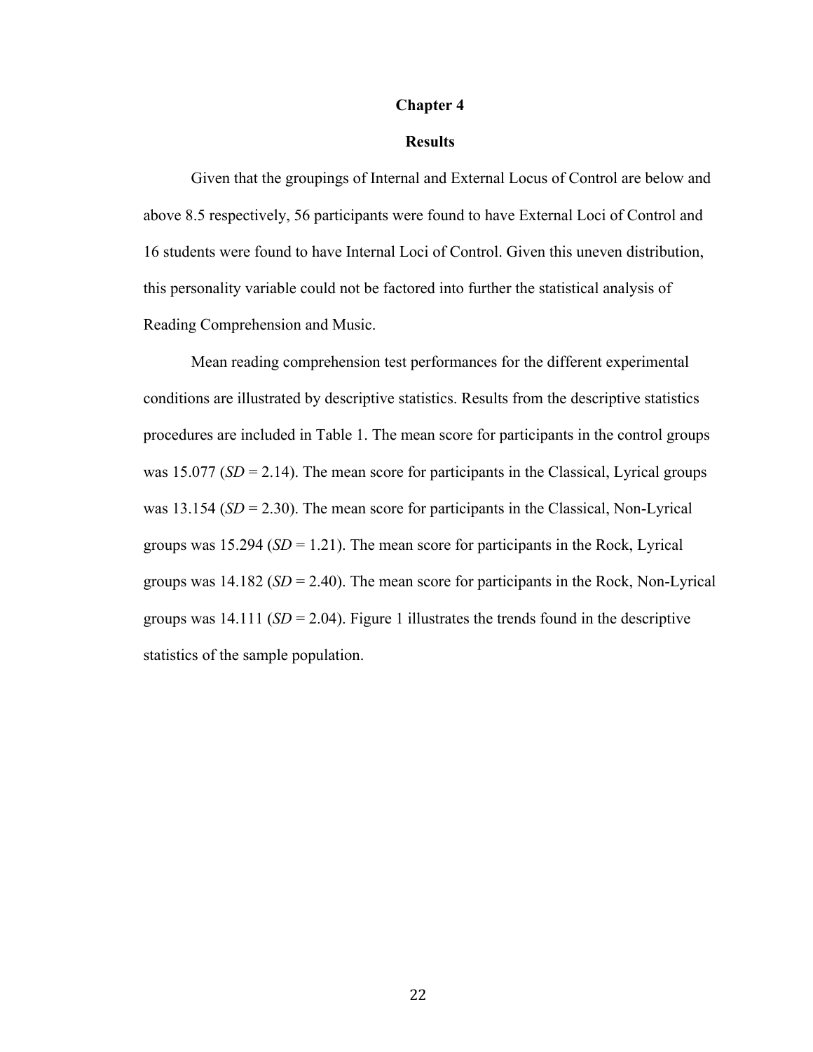# Chapter 4

## Results

Given that the groupings of Internal and External Locus of Control are below and above 8.5 respectively, 56 participants were found to have External Loci of Control and 16 students were found to have Internal Loci of Control. Given this uneven distribution, this personality variable could not be factored into further the statistical analysis of Reading Comprehension and Music.

Mean reading comprehension test performances for the different experimental conditions are illustrated by descriptive statistics. Results from the descriptive statistics procedures are included in Table 1. The mean score for participants in the control groups was 15.077 (*SD* = 2.14). The mean score for participants in the Classical, Lyrical groups was 13.154 (*SD* = 2.30). The mean score for participants in the Classical, Non-Lyrical groups was 15.294 (*SD* = 1.21). The mean score for participants in the Rock, Lyrical groups was 14.182 (*SD* = 2.40). The mean score for participants in the Rock, Non-Lyrical groups was 14.111 (*SD* = 2.04). Figure 1 illustrates the trends found in the descriptive statistics of the sample population.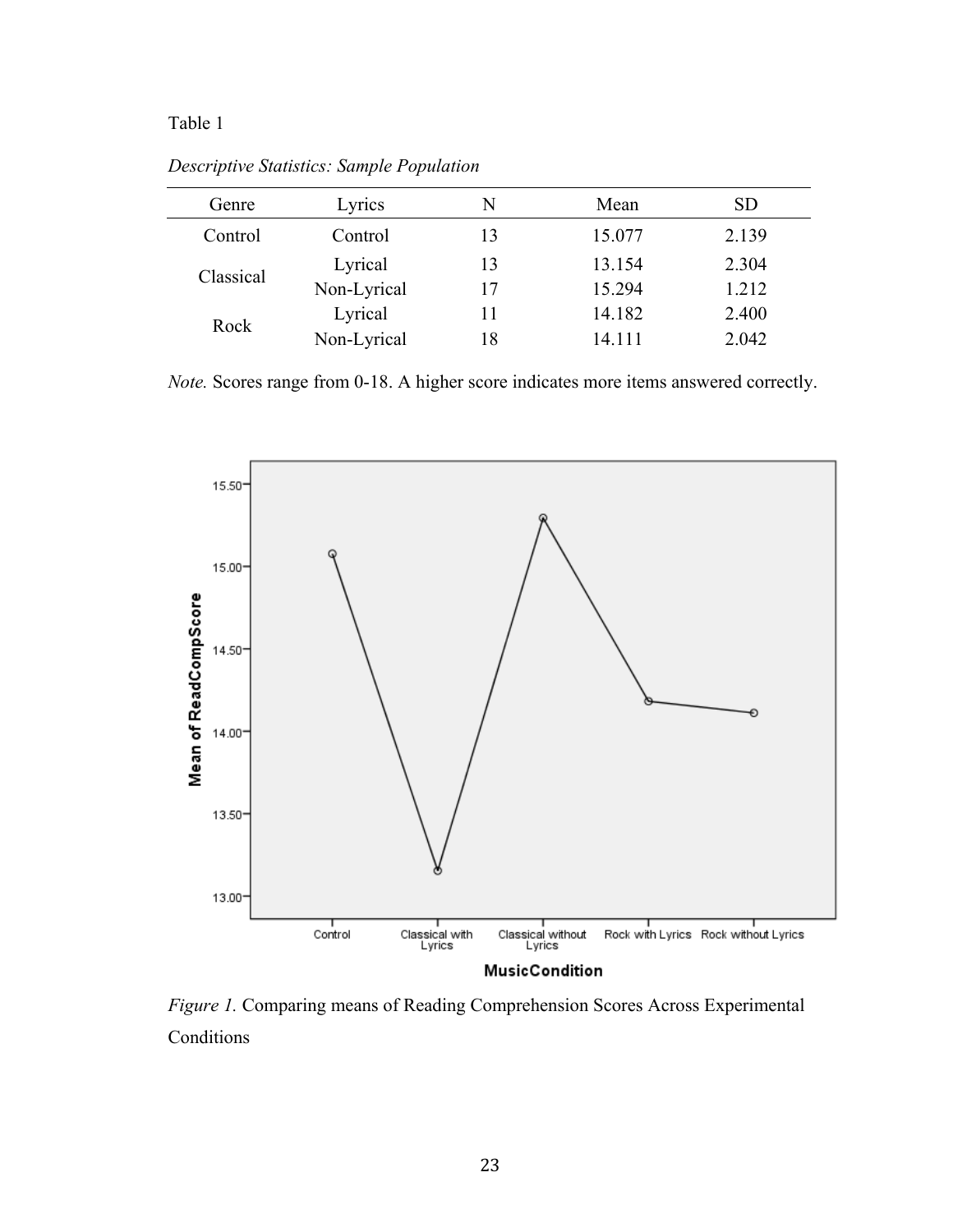Table 1

*Descriptive Statistics: Sample Population*

| Genre | Lyrics | N | Mean | SD |
|---|---|---|---|---|
| Control | Control | 13 | 15.077 | 2.139 |
| Classical | Lyrical | 13 | 13.154 | 2.304 |
| | Non-Lyrical | 17 | 15.294 | 1.212 |
| Rock | Lyrical | 11 | 14.182 | 2.400 |
| | Non-Lyrical | 18 | 14.111 | 2.042 |

*Note.* Scores range from 0-18. A higher score indicates more items answered correctly.

*Figure 1.* Comparing means of Reading Comprehension Scores Across Experimental Conditions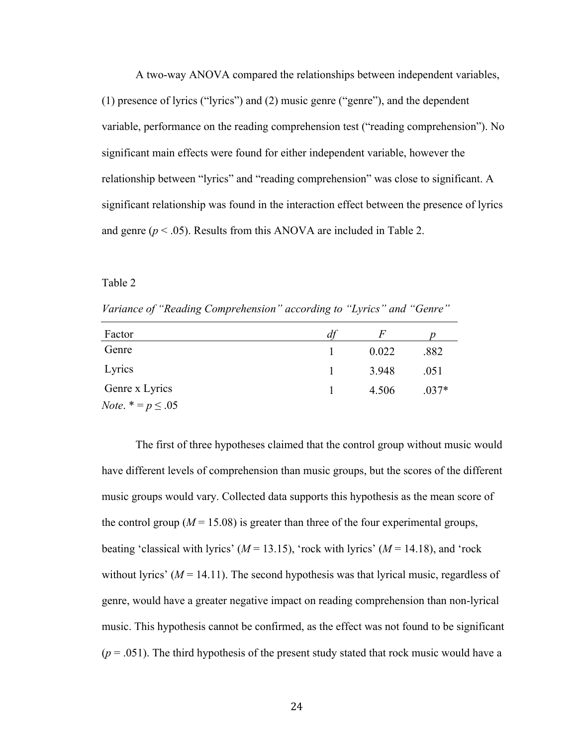A two-way ANOVA compared the relationships between independent variables, (1) presence of lyrics ("lyrics") and (2) music genre ("genre"), and the dependent variable, performance on the reading comprehension test ("reading comprehension"). No significant main effects were found for either independent variable, however the relationship between "lyrics" and "reading comprehension" was close to significant. A significant relationship was found in the interaction effect between the presence of lyrics and genre ($p < .05$). Results from this ANOVA are included in Table 2.

Table 2

*Variance of "Reading Comprehension" according to "Lyrics" and "Genre"*

| Factor | *df* | *F* | *p* |
|---|---|---|---|
| Genre | 1 | 0.022 | .882 |
| Lyrics | 1 | 3.948 | .051 |
| Genre x Lyrics | 1 | 4.506 | .037* |

*Note*. * = $p \leq .05$

The first of three hypotheses claimed that the control group without music would have different levels of comprehension than music groups, but the scores of the different music groups would vary. Collected data supports this hypothesis as the mean score of the control group ($M = 15.08$) is greater than three of the four experimental groups, beating 'classical with lyrics' ($M = 13.15$), 'rock with lyrics' ($M = 14.18$), and 'rock without lyrics' ($M = 14.11$). The second hypothesis was that lyrical music, regardless of genre, would have a greater negative impact on reading comprehension than non-lyrical music. This hypothesis cannot be confirmed, as the effect was not found to be significant ($p = .051$). The third hypothesis of the present study stated that rock music would have a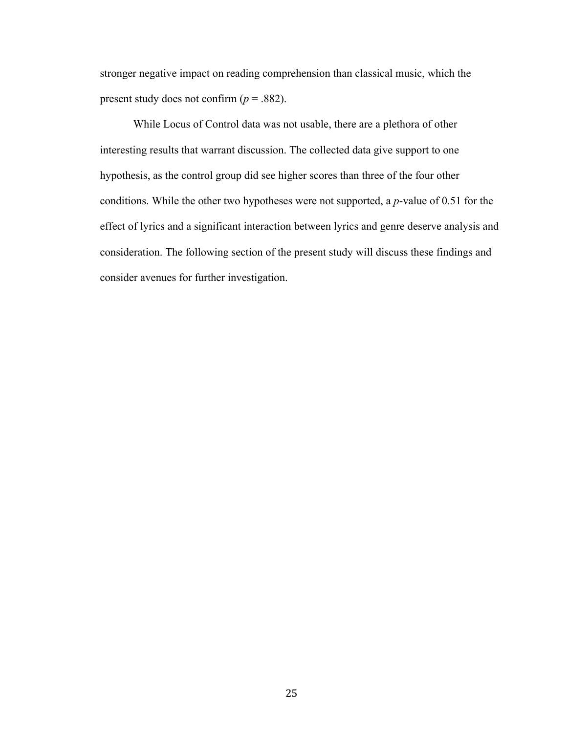stronger negative impact on reading comprehension than classical music, which the present study does not confirm ($p = .882$).

While Locus of Control data was not usable, there are a plethora of other interesting results that warrant discussion. The collected data give support to one hypothesis, as the control group did see higher scores than three of the four other conditions. While the other two hypotheses were not supported, a $p$-value of 0.51 for the effect of lyrics and a significant interaction between lyrics and genre deserve analysis and consideration. The following section of the present study will discuss these findings and consider avenues for further investigation.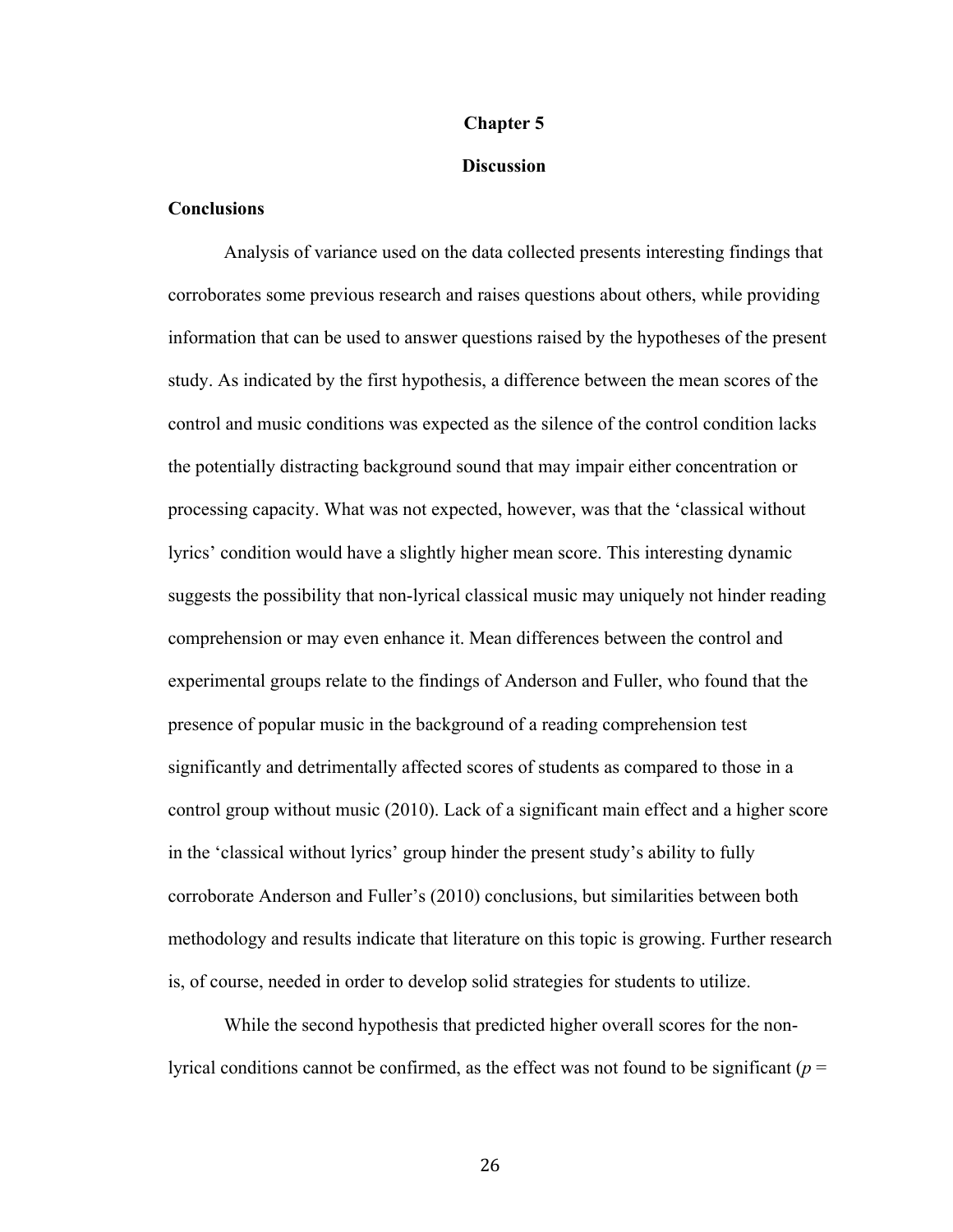# Chapter 5

## Discussion

### Conclusions

Analysis of variance used on the data collected presents interesting findings that corroborates some previous research and raises questions about others, while providing information that can be used to answer questions raised by the hypotheses of the present study. As indicated by the first hypothesis, a difference between the mean scores of the control and music conditions was expected as the silence of the control condition lacks the potentially distracting background sound that may impair either concentration or processing capacity. What was not expected, however, was that the 'classical without lyrics' condition would have a slightly higher mean score. This interesting dynamic suggests the possibility that non-lyrical classical music may uniquely not hinder reading comprehension or may even enhance it. Mean differences between the control and experimental groups relate to the findings of Anderson and Fuller, who found that the presence of popular music in the background of a reading comprehension test significantly and detrimentally affected scores of students as compared to those in a control group without music (2010). Lack of a significant main effect and a higher score in the 'classical without lyrics' group hinder the present study's ability to fully corroborate Anderson and Fuller's (2010) conclusions, but similarities between both methodology and results indicate that literature on this topic is growing. Further research is, of course, needed in order to develop solid strategies for students to utilize.

While the second hypothesis that predicted higher overall scores for the non-lyrical conditions cannot be confirmed, as the effect was not found to be significant ($p$ =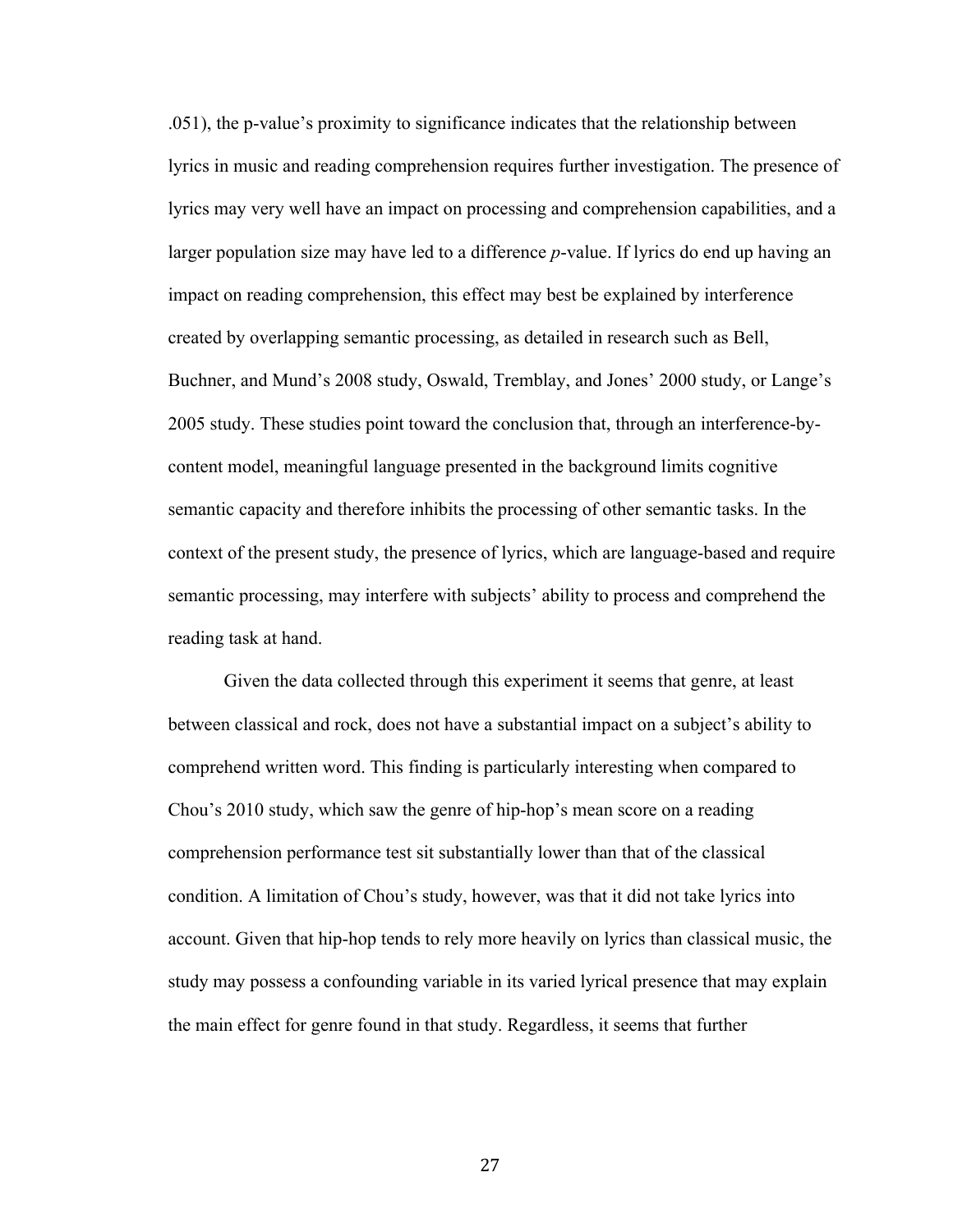.051), the p-value's proximity to significance indicates that the relationship between lyrics in music and reading comprehension requires further investigation. The presence of lyrics may very well have an impact on processing and comprehension capabilities, and a larger population size may have led to a difference *p*-value. If lyrics do end up having an impact on reading comprehension, this effect may best be explained by interference created by overlapping semantic processing, as detailed in research such as Bell, Buchner, and Mund's 2008 study, Oswald, Tremblay, and Jones' 2000 study, or Lange's 2005 study. These studies point toward the conclusion that, through an interference-by-content model, meaningful language presented in the background limits cognitive semantic capacity and therefore inhibits the processing of other semantic tasks. In the context of the present study, the presence of lyrics, which are language-based and require semantic processing, may interfere with subjects' ability to process and comprehend the reading task at hand.

Given the data collected through this experiment it seems that genre, at least between classical and rock, does not have a substantial impact on a subject's ability to comprehend written word. This finding is particularly interesting when compared to Chou's 2010 study, which saw the genre of hip-hop's mean score on a reading comprehension performance test sit substantially lower than that of the classical condition. A limitation of Chou's study, however, was that it did not take lyrics into account. Given that hip-hop tends to rely more heavily on lyrics than classical music, the study may possess a confounding variable in its varied lyrical presence that may explain the main effect for genre found in that study. Regardless, it seems that further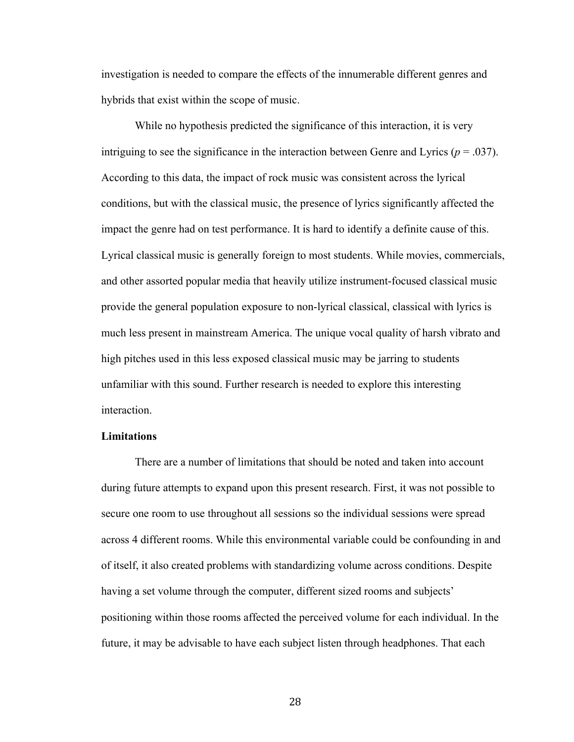investigation is needed to compare the effects of the innumerable different genres and hybrids that exist within the scope of music.

While no hypothesis predicted the significance of this interaction, it is very intriguing to see the significance in the interaction between Genre and Lyrics ($p$ = .037). According to this data, the impact of rock music was consistent across the lyrical conditions, but with the classical music, the presence of lyrics significantly affected the impact the genre had on test performance. It is hard to identify a definite cause of this. Lyrical classical music is generally foreign to most students. While movies, commercials, and other assorted popular media that heavily utilize instrument-focused classical music provide the general population exposure to non-lyrical classical, classical with lyrics is much less present in mainstream America. The unique vocal quality of harsh vibrato and high pitches used in this less exposed classical music may be jarring to students unfamiliar with this sound. Further research is needed to explore this interesting interaction.

**Limitations**

There are a number of limitations that should be noted and taken into account during future attempts to expand upon this present research. First, it was not possible to secure one room to use throughout all sessions so the individual sessions were spread across 4 different rooms. While this environmental variable could be confounding in and of itself, it also created problems with standardizing volume across conditions. Despite having a set volume through the computer, different sized rooms and subjects' positioning within those rooms affected the perceived volume for each individual. In the future, it may be advisable to have each subject listen through headphones. That each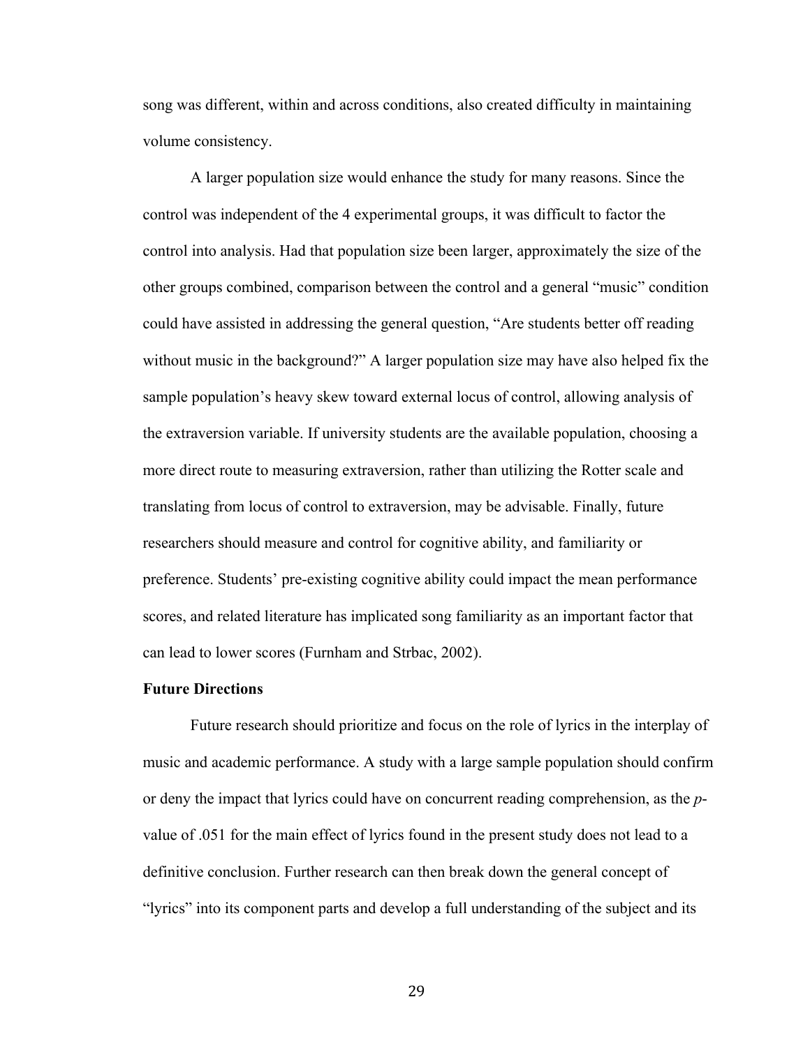song was different, within and across conditions, also created difficulty in maintaining volume consistency.

A larger population size would enhance the study for many reasons. Since the control was independent of the 4 experimental groups, it was difficult to factor the control into analysis. Had that population size been larger, approximately the size of the other groups combined, comparison between the control and a general "music" condition could have assisted in addressing the general question, "Are students better off reading without music in the background?" A larger population size may have also helped fix the sample population's heavy skew toward external locus of control, allowing analysis of the extraversion variable. If university students are the available population, choosing a more direct route to measuring extraversion, rather than utilizing the Rotter scale and translating from locus of control to extraversion, may be advisable. Finally, future researchers should measure and control for cognitive ability, and familiarity or preference. Students' pre-existing cognitive ability could impact the mean performance scores, and related literature has implicated song familiarity as an important factor that can lead to lower scores (Furnham and Strbac, 2002).

**Future Directions**

Future research should prioritize and focus on the role of lyrics in the interplay of music and academic performance. A study with a large sample population should confirm or deny the impact that lyrics could have on concurrent reading comprehension, as the *p*-value of .051 for the main effect of lyrics found in the present study does not lead to a definitive conclusion. Further research can then break down the general concept of "lyrics" into its component parts and develop a full understanding of the subject and its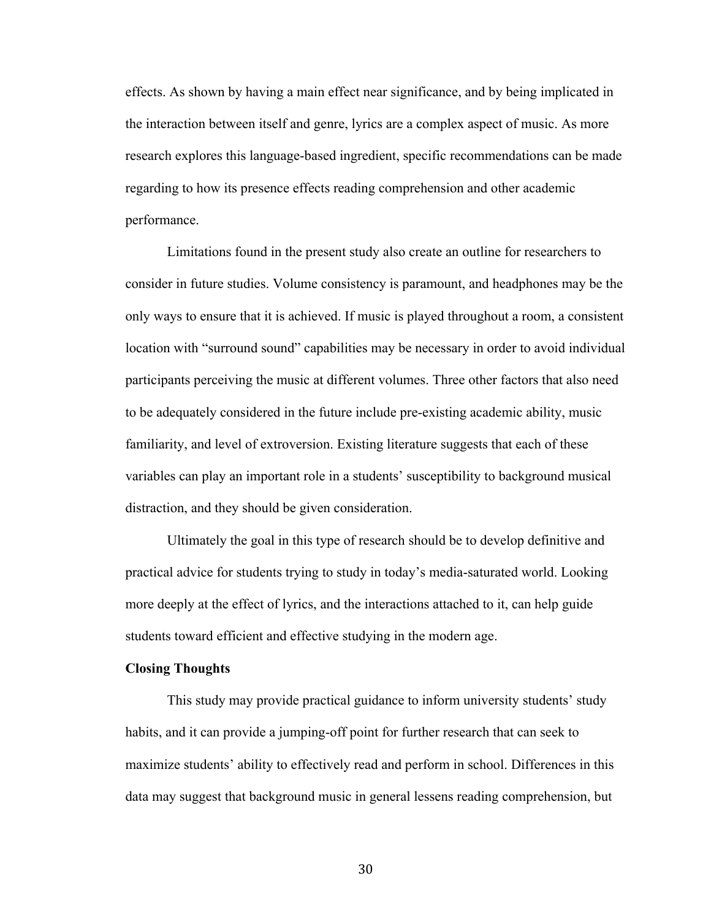effects. As shown by having a main effect near significance, and by being implicated in the interaction between itself and genre, lyrics are a complex aspect of music. As more research explores this language-based ingredient, specific recommendations can be made regarding to how its presence effects reading comprehension and other academic performance.

Limitations found in the present study also create an outline for researchers to consider in future studies. Volume consistency is paramount, and headphones may be the only ways to ensure that it is achieved. If music is played throughout a room, a consistent location with "surround sound" capabilities may be necessary in order to avoid individual participants perceiving the music at different volumes. Three other factors that also need to be adequately considered in the future include pre-existing academic ability, music familiarity, and level of extroversion. Existing literature suggests that each of these variables can play an important role in a students' susceptibility to background musical distraction, and they should be given consideration.

Ultimately the goal in this type of research should be to develop definitive and practical advice for students trying to study in today's media-saturated world. Looking more deeply at the effect of lyrics, and the interactions attached to it, can help guide students toward efficient and effective studying in the modern age.

**Closing Thoughts**

This study may provide practical guidance to inform university students' study habits, and it can provide a jumping-off point for further research that can seek to maximize students' ability to effectively read and perform in school. Differences in this data may suggest that background music in general lessens reading comprehension, but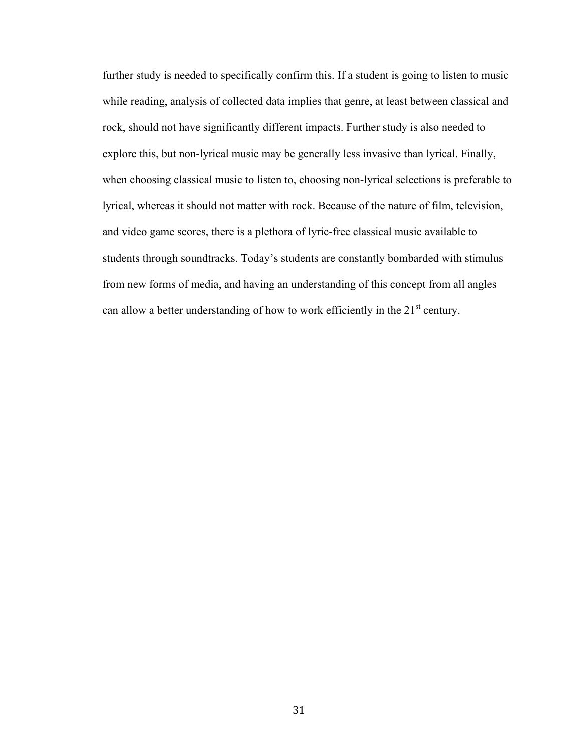further study is needed to specifically confirm this. If a student is going to listen to music while reading, analysis of collected data implies that genre, at least between classical and rock, should not have significantly different impacts. Further study is also needed to explore this, but non-lyrical music may be generally less invasive than lyrical. Finally, when choosing classical music to listen to, choosing non-lyrical selections is preferable to lyrical, whereas it should not matter with rock. Because of the nature of film, television, and video game scores, there is a plethora of lyric-free classical music available to students through soundtracks. Today's students are constantly bombarded with stimulus from new forms of media, and having an understanding of this concept from all angles can allow a better understanding of how to work efficiently in the 21st century.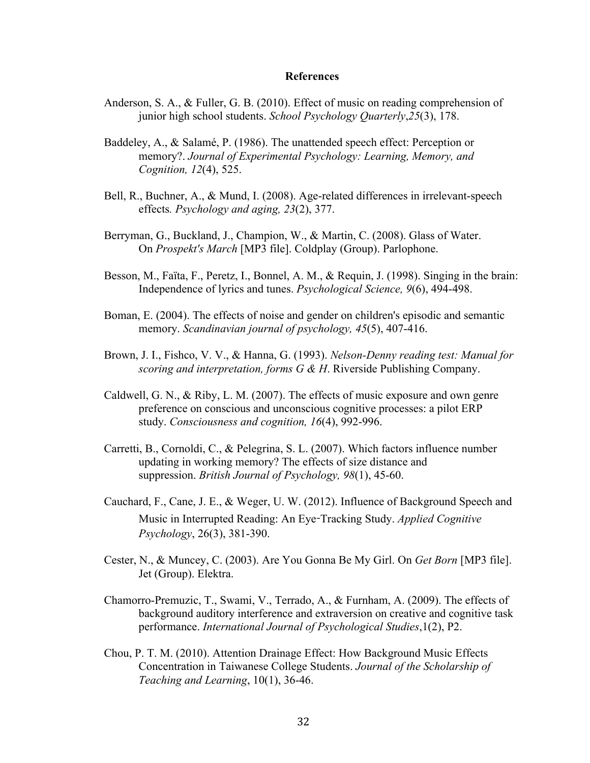## References

Anderson, S. A., & Fuller, G. B. (2010). Effect of music on reading comprehension of junior high school students. *School Psychology Quarterly*,*25*(3), 178.

Baddeley, A., & Salamé, P. (1986). The unattended speech effect: Perception or memory?. *Journal of Experimental Psychology: Learning, Memory, and Cognition, 12*(4), 525.

Bell, R., Buchner, A., & Mund, I. (2008). Age-related differences in irrelevant-speech effects*. Psychology and aging, 23*(2), 377.

Berryman, G., Buckland, J., Champion, W., & Martin, C. (2008). Glass of Water. On *Prospekt's March* [MP3 file]. Coldplay (Group). Parlophone.

Besson, M., Faïta, F., Peretz, I., Bonnel, A. M., & Requin, J. (1998). Singing in the brain: Independence of lyrics and tunes. *Psychological Science, 9*(6), 494-498.

Boman, E. (2004). The effects of noise and gender on children's episodic and semantic memory. *Scandinavian journal of psychology, 45*(5), 407-416.

Brown, J. I., Fishco, V. V., & Hanna, G. (1993). *Nelson-Denny reading test: Manual for scoring and interpretation, forms G & H*. Riverside Publishing Company.

Caldwell, G. N., & Riby, L. M. (2007). The effects of music exposure and own genre preference on conscious and unconscious cognitive processes: a pilot ERP study. *Consciousness and cognition, 16*(4), 992-996.

Carretti, B., Cornoldi, C., & Pelegrina, S. L. (2007). Which factors influence number updating in working memory? The effects of size distance and suppression. *British Journal of Psychology, 98*(1), 45-60.

Cauchard, F., Cane, J. E., & Weger, U. W. (2012). Influence of Background Speech and Music in Interrupted Reading: An Eye‐Tracking Study. *Applied Cognitive Psychology*, 26(3), 381-390.

Cester, N., & Muncey, C. (2003). Are You Gonna Be My Girl. On *Get Born* [MP3 file]. Jet (Group). Elektra.

Chamorro-Premuzic, T., Swami, V., Terrado, A., & Furnham, A. (2009). The effects of background auditory interference and extraversion on creative and cognitive task performance. *International Journal of Psychological Studies*,1(2), P2.

Chou, P. T. M. (2010). Attention Drainage Effect: How Background Music Effects Concentration in Taiwanese College Students. *Journal of the Scholarship of Teaching and Learning*, 10(1), 36-46.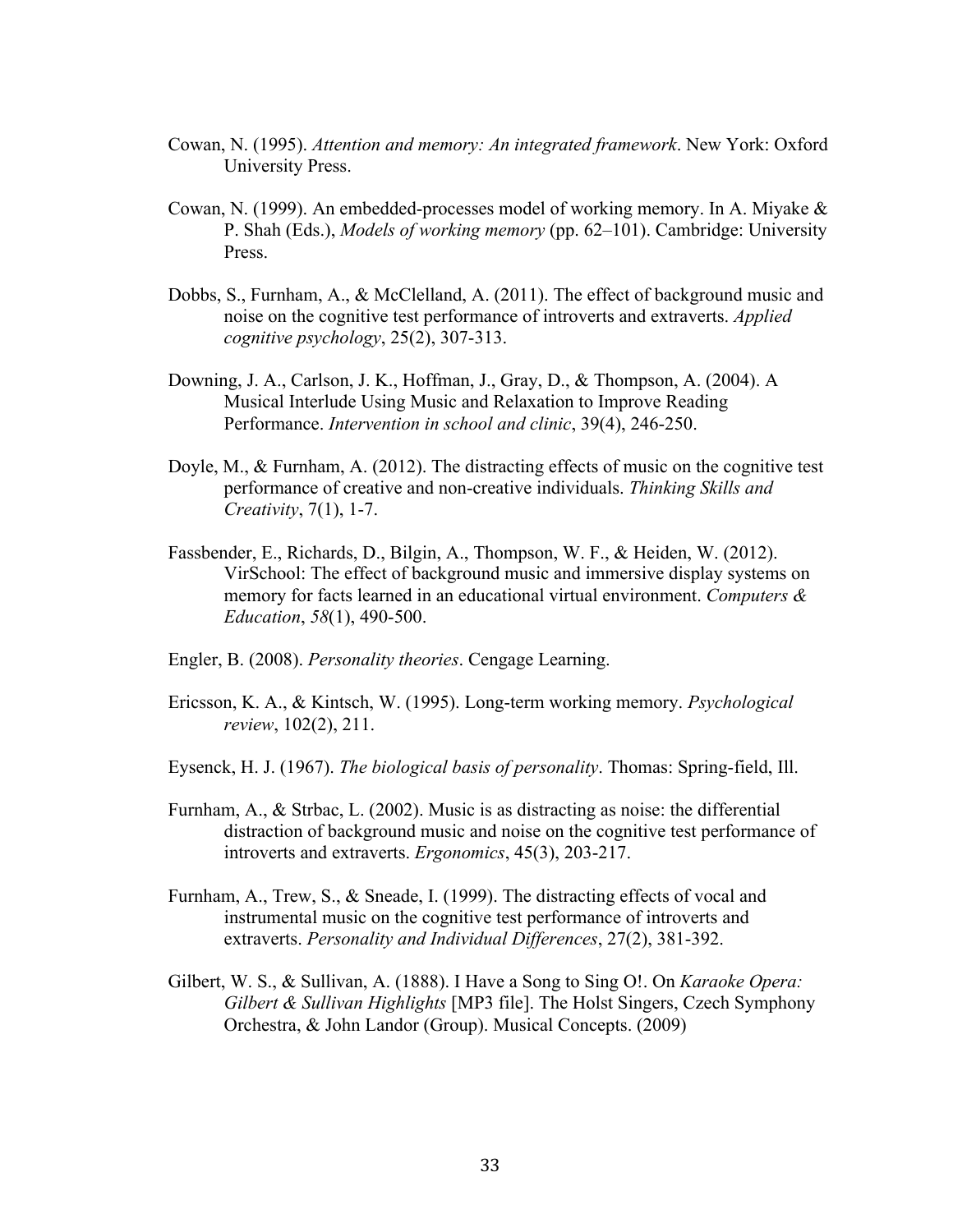Cowan, N. (1995). *Attention and memory: An integrated framework*. New York: Oxford University Press.

Cowan, N. (1999). An embedded-processes model of working memory. In A. Miyake & P. Shah (Eds.), *Models of working memory* (pp. 62–101). Cambridge: University Press.

Dobbs, S., Furnham, A., & McClelland, A. (2011). The effect of background music and noise on the cognitive test performance of introverts and extraverts. *Applied cognitive psychology*, 25(2), 307-313.

Downing, J. A., Carlson, J. K., Hoffman, J., Gray, D., & Thompson, A. (2004). A Musical Interlude Using Music and Relaxation to Improve Reading Performance. *Intervention in school and clinic*, 39(4), 246-250.

Doyle, M., & Furnham, A. (2012). The distracting effects of music on the cognitive test performance of creative and non-creative individuals. *Thinking Skills and Creativity*, 7(1), 1-7.

Fassbender, E., Richards, D., Bilgin, A., Thompson, W. F., & Heiden, W. (2012). VirSchool: The effect of background music and immersive display systems on memory for facts learned in an educational virtual environment. *Computers & Education*, *58*(1), 490-500.

Engler, B. (2008). *Personality theories*. Cengage Learning.

Ericsson, K. A., & Kintsch, W. (1995). Long-term working memory. *Psychological review*, 102(2), 211.

Eysenck, H. J. (1967). *The biological basis of personality*. Thomas: Spring-field, Ill.

Furnham, A., & Strbac, L. (2002). Music is as distracting as noise: the differential distraction of background music and noise on the cognitive test performance of introverts and extraverts. *Ergonomics*, 45(3), 203-217.

Furnham, A., Trew, S., & Sneade, I. (1999). The distracting effects of vocal and instrumental music on the cognitive test performance of introverts and extraverts. *Personality and Individual Differences*, 27(2), 381-392.

Gilbert, W. S., & Sullivan, A. (1888). I Have a Song to Sing O!. On *Karaoke Opera: Gilbert & Sullivan Highlights* [MP3 file]. The Holst Singers, Czech Symphony Orchestra, & John Landor (Group). Musical Concepts. (2009)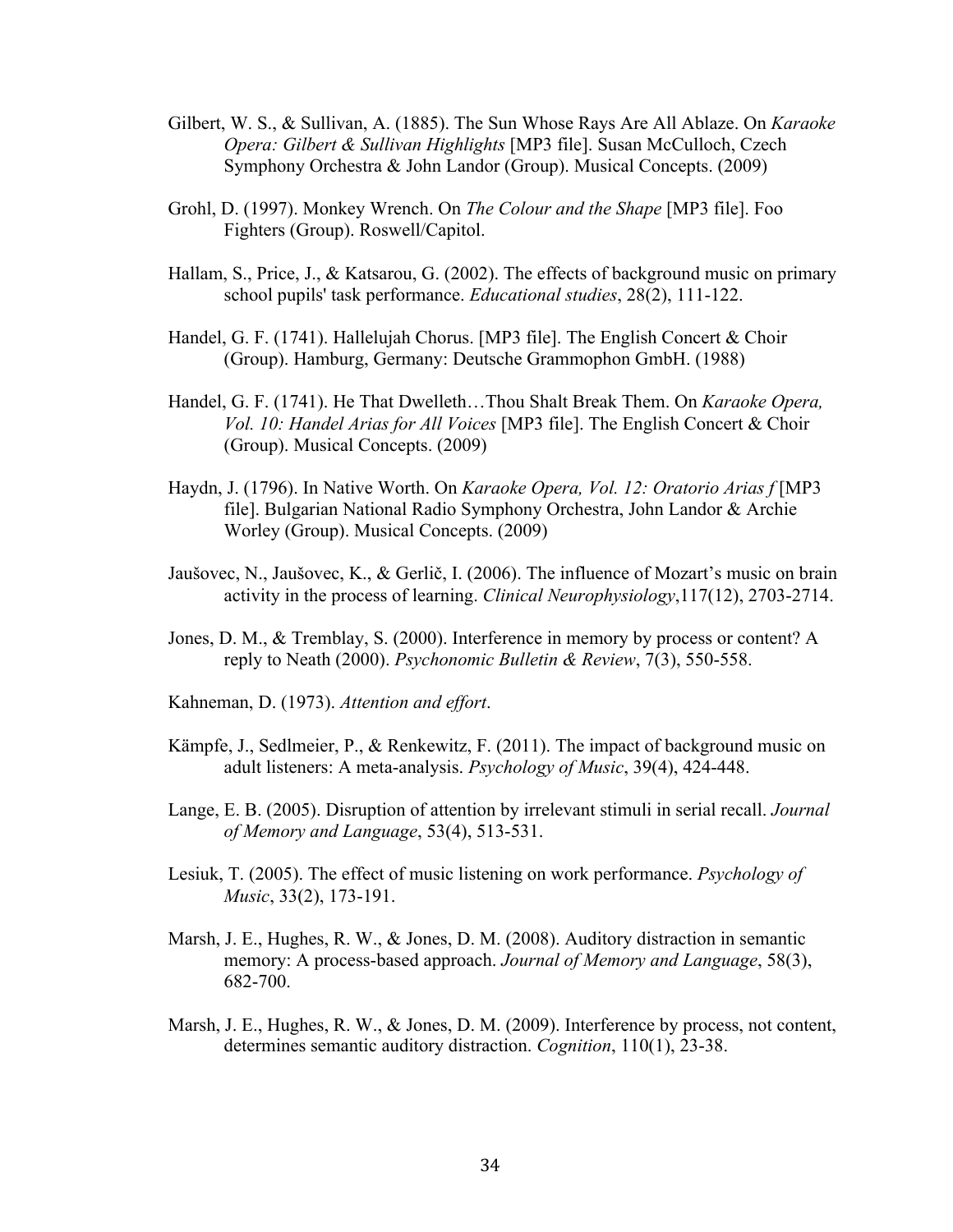Gilbert, W. S., & Sullivan, A. (1885). The Sun Whose Rays Are All Ablaze. On *Karaoke Opera: Gilbert & Sullivan Highlights* [MP3 file]. Susan McCulloch, Czech Symphony Orchestra & John Landor (Group). Musical Concepts. (2009)

Grohl, D. (1997). Monkey Wrench. On *The Colour and the Shape* [MP3 file]. Foo Fighters (Group). Roswell/Capitol.

Hallam, S., Price, J., & Katsarou, G. (2002). The effects of background music on primary school pupils' task performance. *Educational studies*, 28(2), 111-122.

Handel, G. F. (1741). Hallelujah Chorus. [MP3 file]. The English Concert & Choir (Group). Hamburg, Germany: Deutsche Grammophon GmbH. (1988)

Handel, G. F. (1741). He That Dwelleth…Thou Shalt Break Them. On *Karaoke Opera, Vol. 10: Handel Arias for All Voices* [MP3 file]. The English Concert & Choir (Group). Musical Concepts. (2009)

Haydn, J. (1796). In Native Worth. On *Karaoke Opera, Vol. 12: Oratorio Arias f* [MP3 file]. Bulgarian National Radio Symphony Orchestra, John Landor & Archie Worley (Group). Musical Concepts. (2009)

Jaušovec, N., Jaušovec, K., & Gerlič, I. (2006). The influence of Mozart's music on brain activity in the process of learning. *Clinical Neurophysiology*,117(12), 2703-2714.

Jones, D. M., & Tremblay, S. (2000). Interference in memory by process or content? A reply to Neath (2000). *Psychonomic Bulletin & Review*, 7(3), 550-558.

Kahneman, D. (1973). *Attention and effort*.

Kämpfe, J., Sedlmeier, P., & Renkewitz, F. (2011). The impact of background music on adult listeners: A meta-analysis. *Psychology of Music*, 39(4), 424-448.

Lange, E. B. (2005). Disruption of attention by irrelevant stimuli in serial recall. *Journal of Memory and Language*, 53(4), 513-531.

Lesiuk, T. (2005). The effect of music listening on work performance. *Psychology of Music*, 33(2), 173-191.

Marsh, J. E., Hughes, R. W., & Jones, D. M. (2008). Auditory distraction in semantic memory: A process-based approach. *Journal of Memory and Language*, 58(3), 682-700.

Marsh, J. E., Hughes, R. W., & Jones, D. M. (2009). Interference by process, not content, determines semantic auditory distraction. *Cognition*, 110(1), 23-38.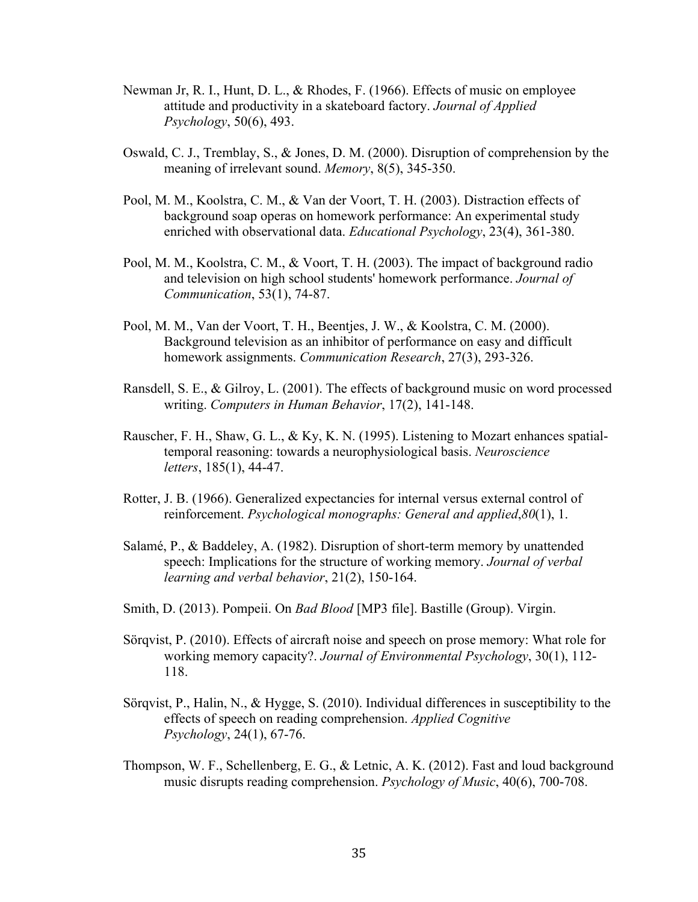Newman Jr, R. I., Hunt, D. L., & Rhodes, F. (1966). Effects of music on employee attitude and productivity in a skateboard factory. *Journal of Applied Psychology*, 50(6), 493.

Oswald, C. J., Tremblay, S., & Jones, D. M. (2000). Disruption of comprehension by the meaning of irrelevant sound. *Memory*, 8(5), 345-350.

Pool, M. M., Koolstra, C. M., & Van der Voort, T. H. (2003). Distraction effects of background soap operas on homework performance: An experimental study enriched with observational data. *Educational Psychology*, 23(4), 361-380.

Pool, M. M., Koolstra, C. M., & Voort, T. H. (2003). The impact of background radio and television on high school students' homework performance. *Journal of Communication*, 53(1), 74-87.

Pool, M. M., Van der Voort, T. H., Beentjes, J. W., & Koolstra, C. M. (2000). Background television as an inhibitor of performance on easy and difficult homework assignments. *Communication Research*, 27(3), 293-326.

Ransdell, S. E., & Gilroy, L. (2001). The effects of background music on word processed writing. *Computers in Human Behavior*, 17(2), 141-148.

Rauscher, F. H., Shaw, G. L., & Ky, K. N. (1995). Listening to Mozart enhances spatial-temporal reasoning: towards a neurophysiological basis. *Neuroscience letters*, 185(1), 44-47.

Rotter, J. B. (1966). Generalized expectancies for internal versus external control of reinforcement. *Psychological monographs: General and applied*,*80*(1), 1.

Salamé, P., & Baddeley, A. (1982). Disruption of short-term memory by unattended speech: Implications for the structure of working memory. *Journal of verbal learning and verbal behavior*, 21(2), 150-164.

Smith, D. (2013). Pompeii. On *Bad Blood* [MP3 file]. Bastille (Group). Virgin.

Sörqvist, P. (2010). Effects of aircraft noise and speech on prose memory: What role for working memory capacity?. *Journal of Environmental Psychology*, 30(1), 112-118.

Sörqvist, P., Halin, N., & Hygge, S. (2010). Individual differences in susceptibility to the effects of speech on reading comprehension. *Applied Cognitive Psychology*, 24(1), 67-76.

Thompson, W. F., Schellenberg, E. G., & Letnic, A. K. (2012). Fast and loud background music disrupts reading comprehension. *Psychology of Music*, 40(6), 700-708.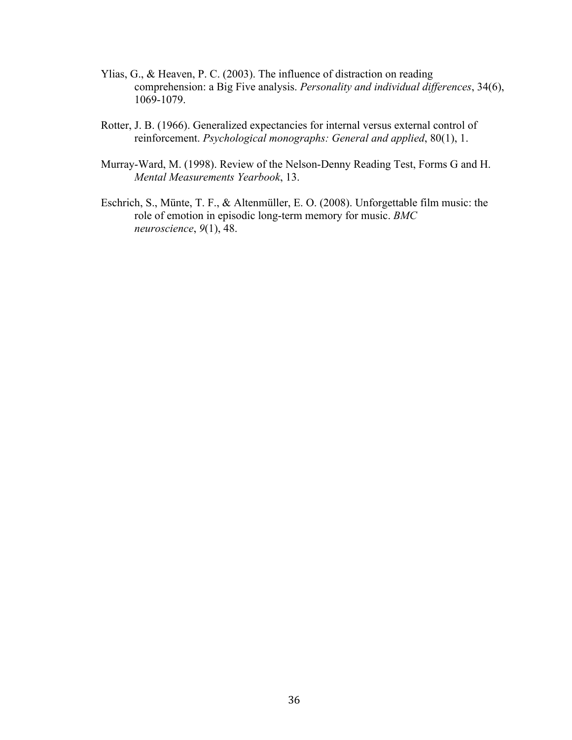Ylias, G., & Heaven, P. C. (2003). The influence of distraction on reading comprehension: a Big Five analysis. *Personality and individual differences*, 34(6), 1069-1079.

Rotter, J. B. (1966). Generalized expectancies for internal versus external control of reinforcement. *Psychological monographs: General and applied*, 80(1), 1.

Murray-Ward, M. (1998). Review of the Nelson-Denny Reading Test, Forms G and H. *Mental Measurements Yearbook*, 13.

Eschrich, S., Münte, T. F., & Altenmüller, E. O. (2008). Unforgettable film music: the role of emotion in episodic long-term memory for music. *BMC neuroscience*, *9*(1), 48.